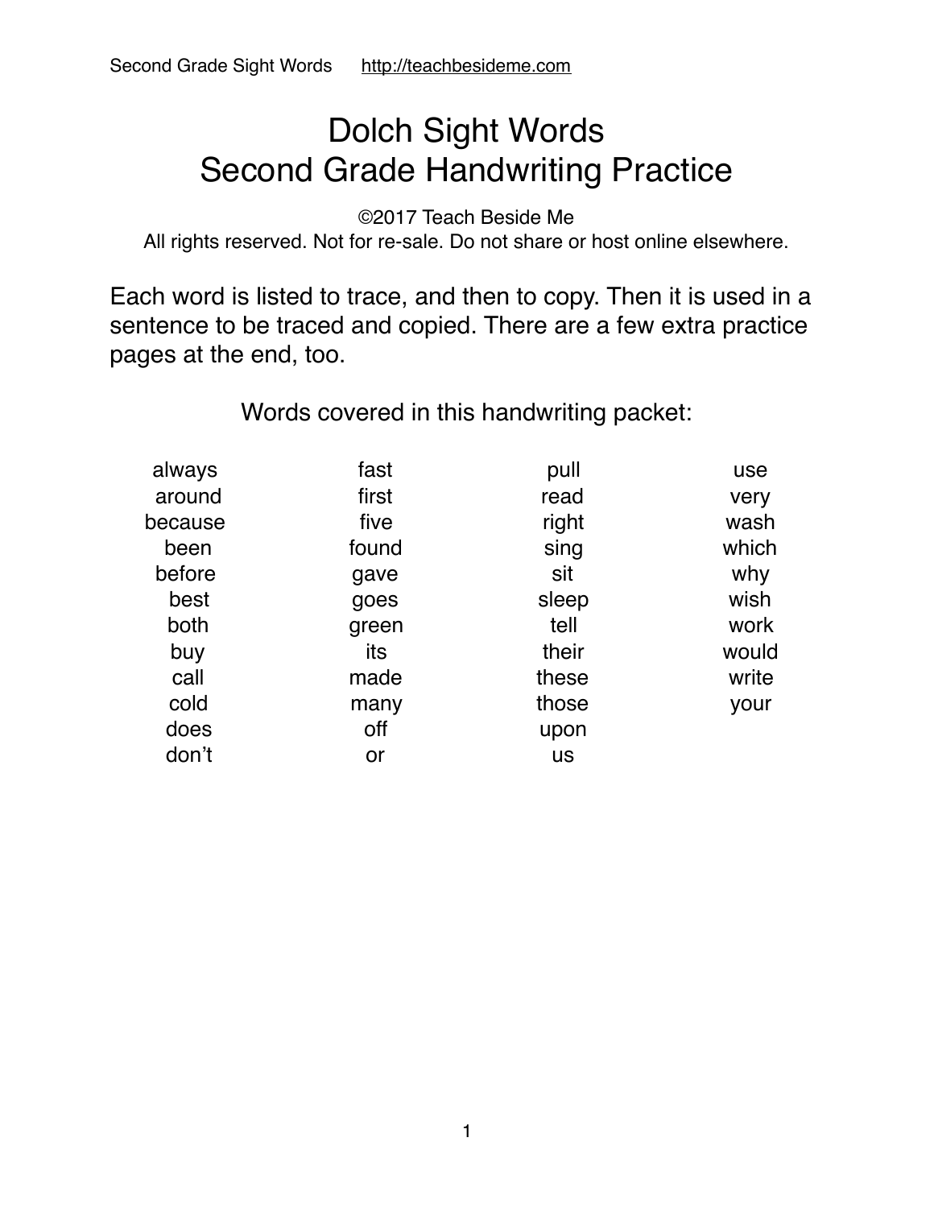# Dolch Sight Words
# Second Grade Handwriting Practice

©2017 Teach Beside Me
All rights reserved. Not for re-sale. Do not share or host online elsewhere.

Each word is listed to trace, and then to copy. Then it is used in a sentence to be traced and copied. There are a few extra practice pages at the end, too.

Words covered in this handwriting packet:

| | | | |
|---|---|---|---|
| always | fast | pull | use |
| around | first | read | very |
| because | five | right | wash |
| been | found | sing | which |
| before | gave | sit | why |
| best | goes | sleep | wish |
| both | green | tell | work |
| buy | its | their | would |
| call | made | these | write |
| cold | many | those | your |
| does | off | upon | |
| don't | or | us | |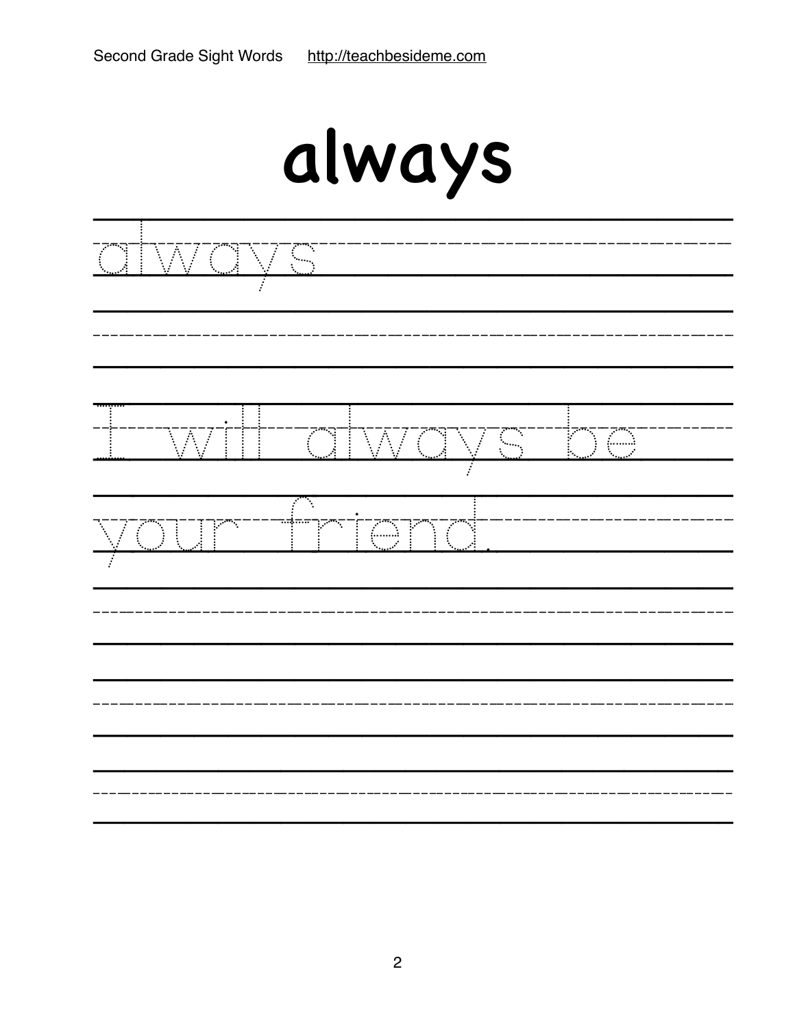# always

always

I will always be your friend.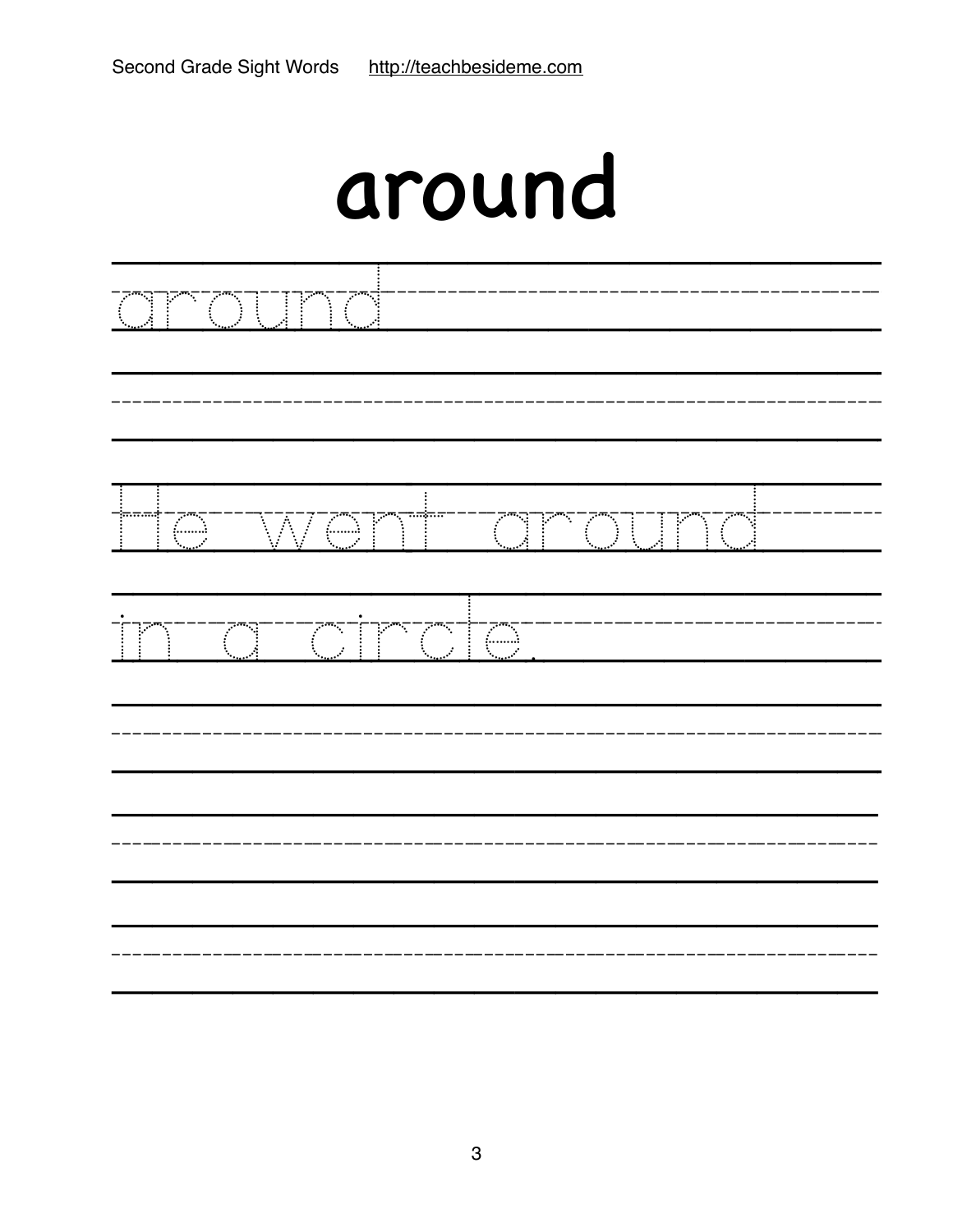# around

around

He went around

in a circle.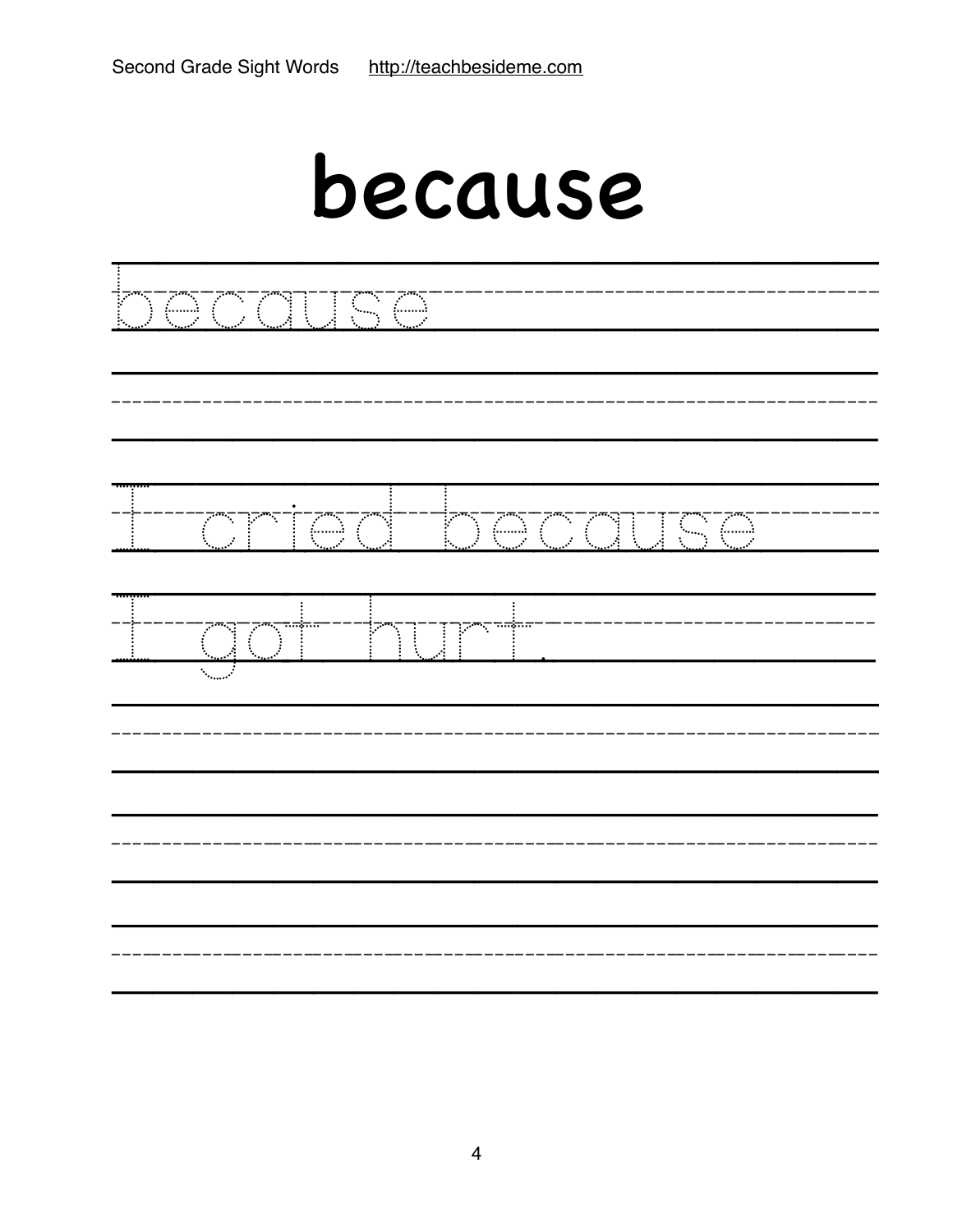# because

because

I cried because

I got hurt.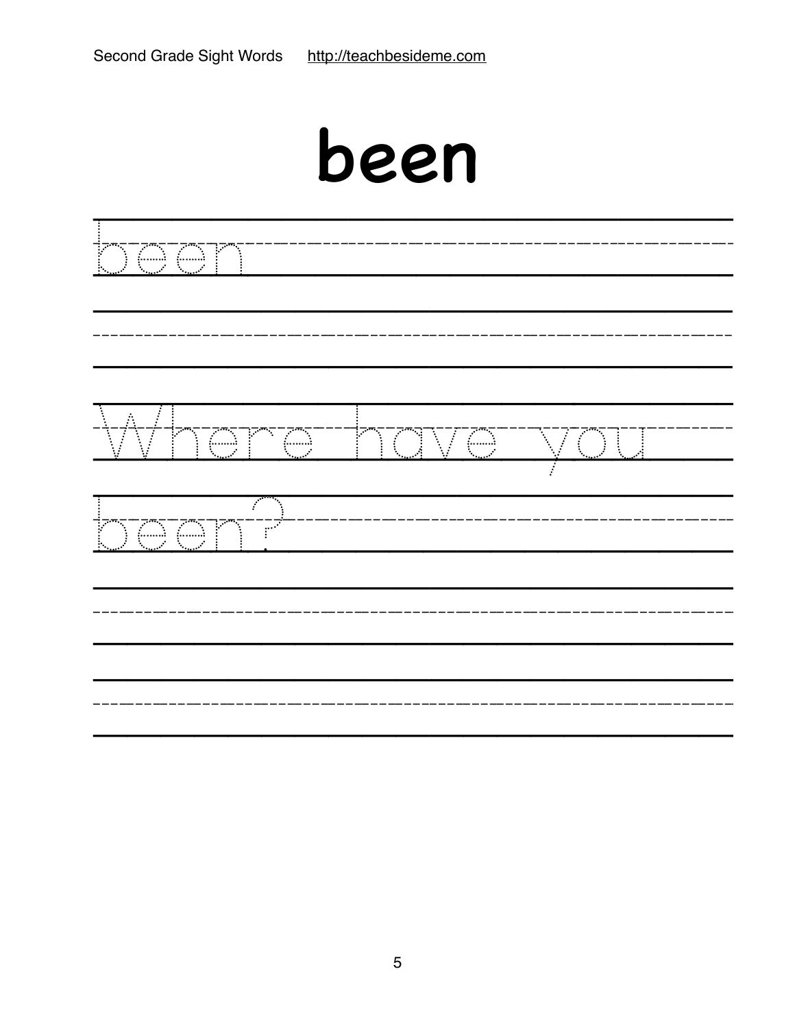# been

been

Where have you

been?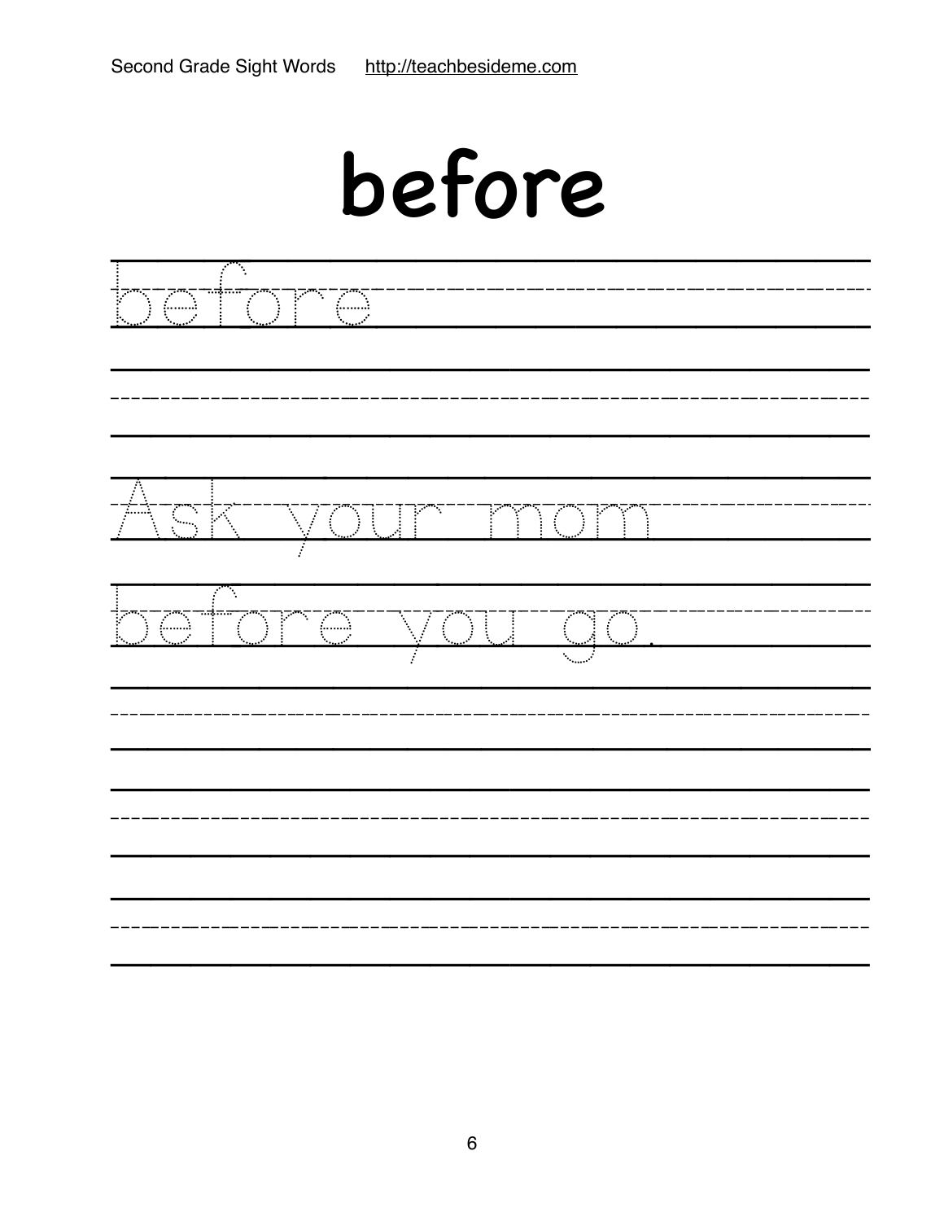# before

before

Ask your mom

before you go.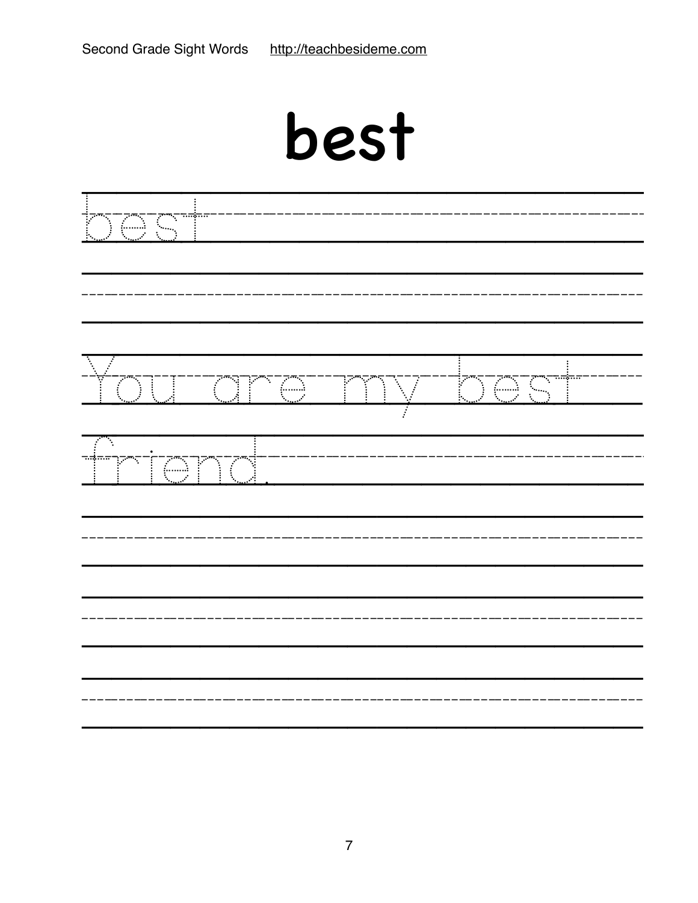# best

best

You are my best friend.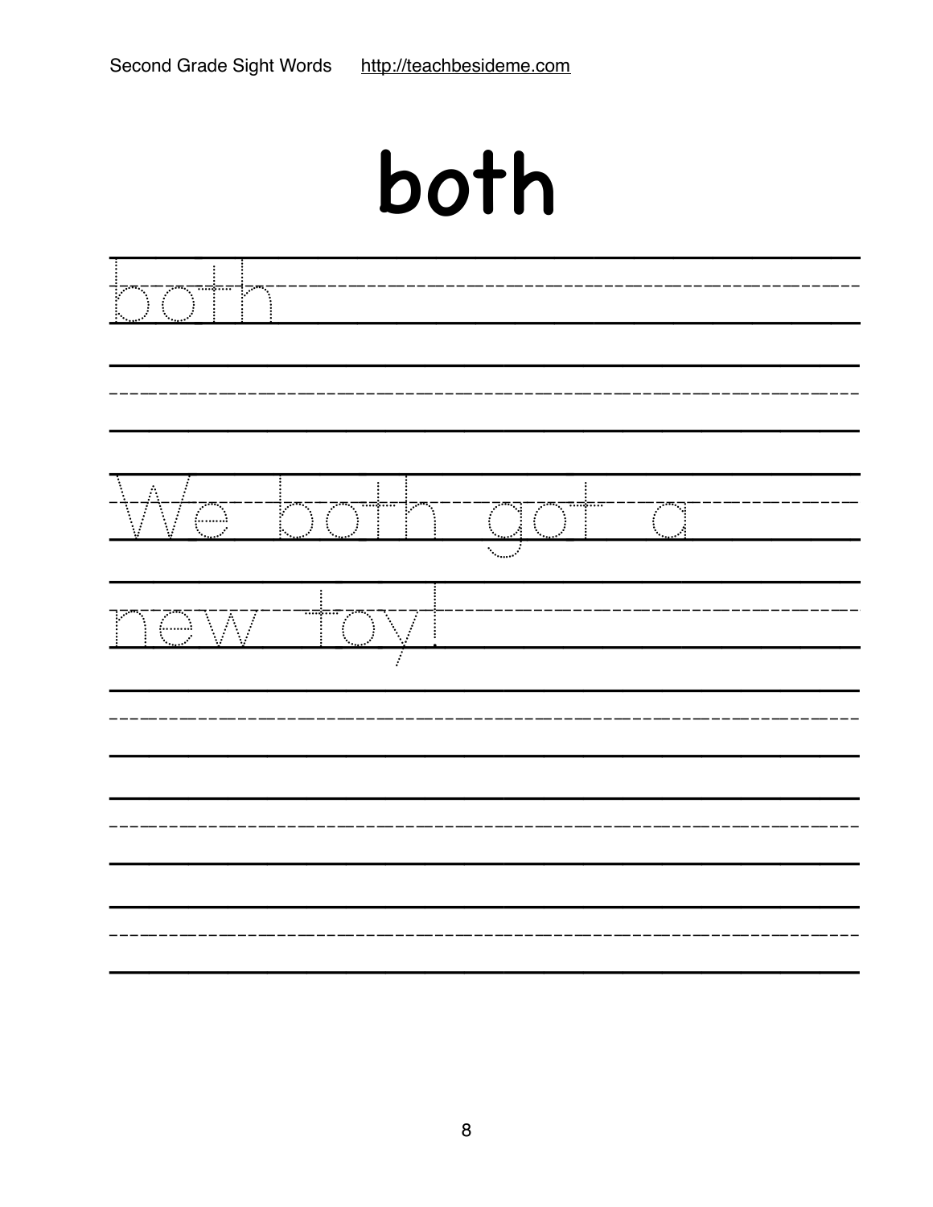# both

both

We both got a

new toy!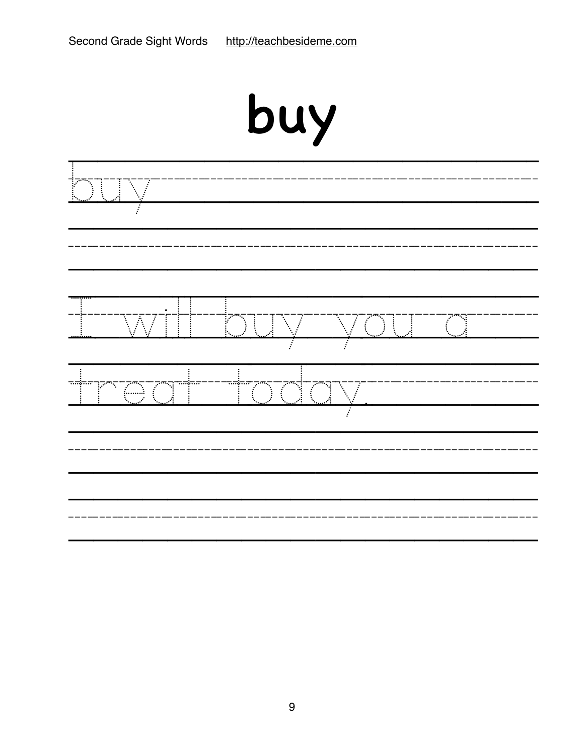# buy

buy

I will buy you a treat today.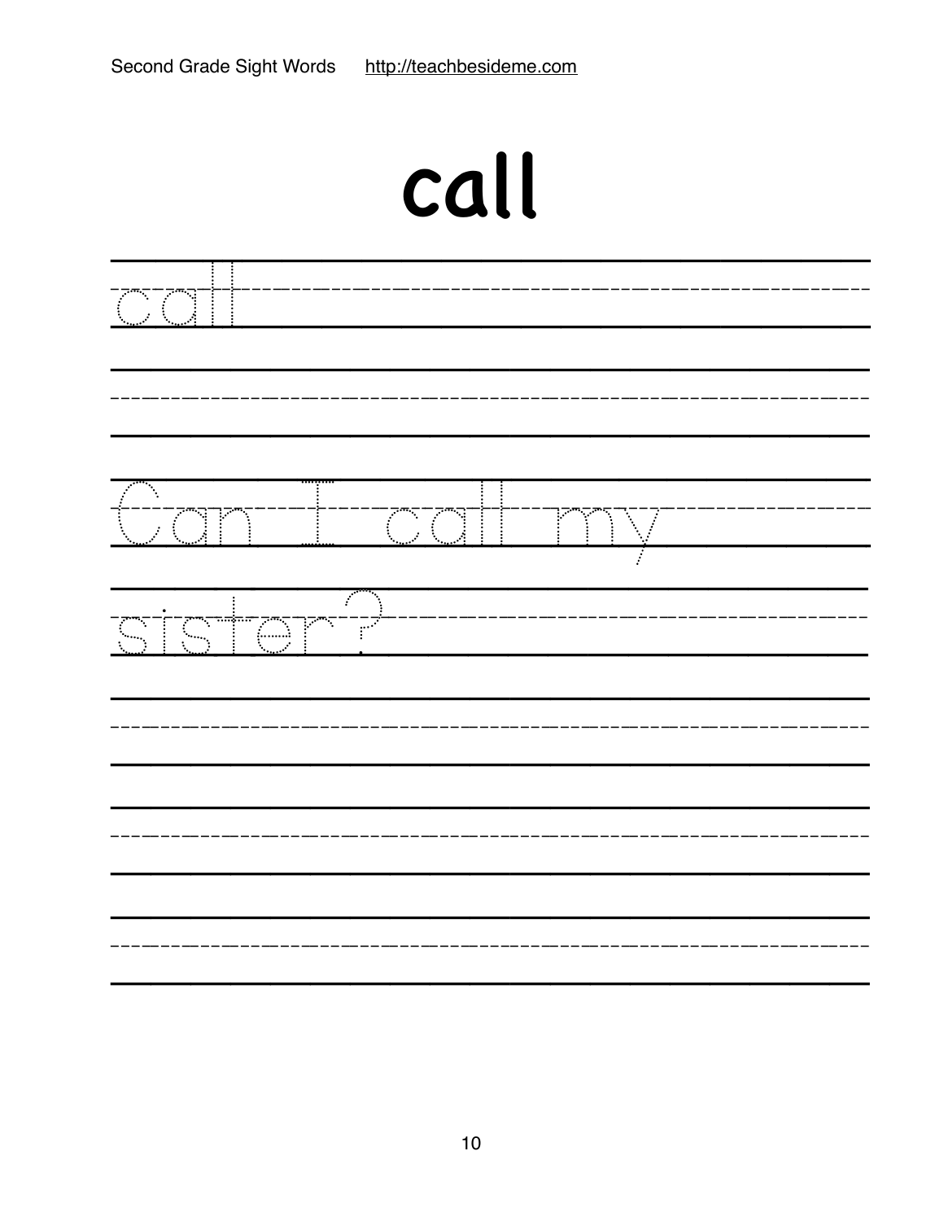# call

call

Can I call my sister?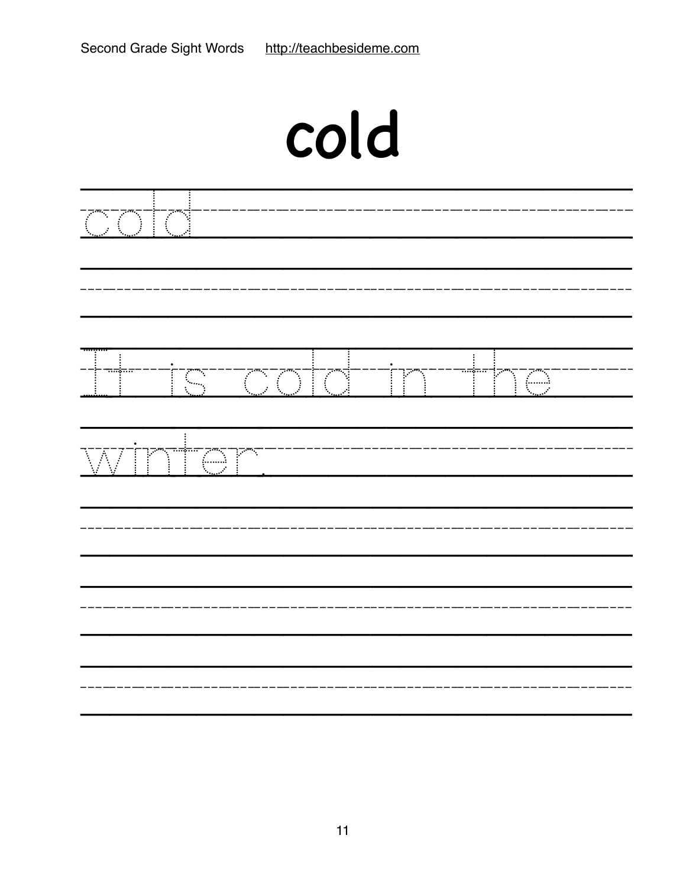# cold

cold

It is cold in the winter.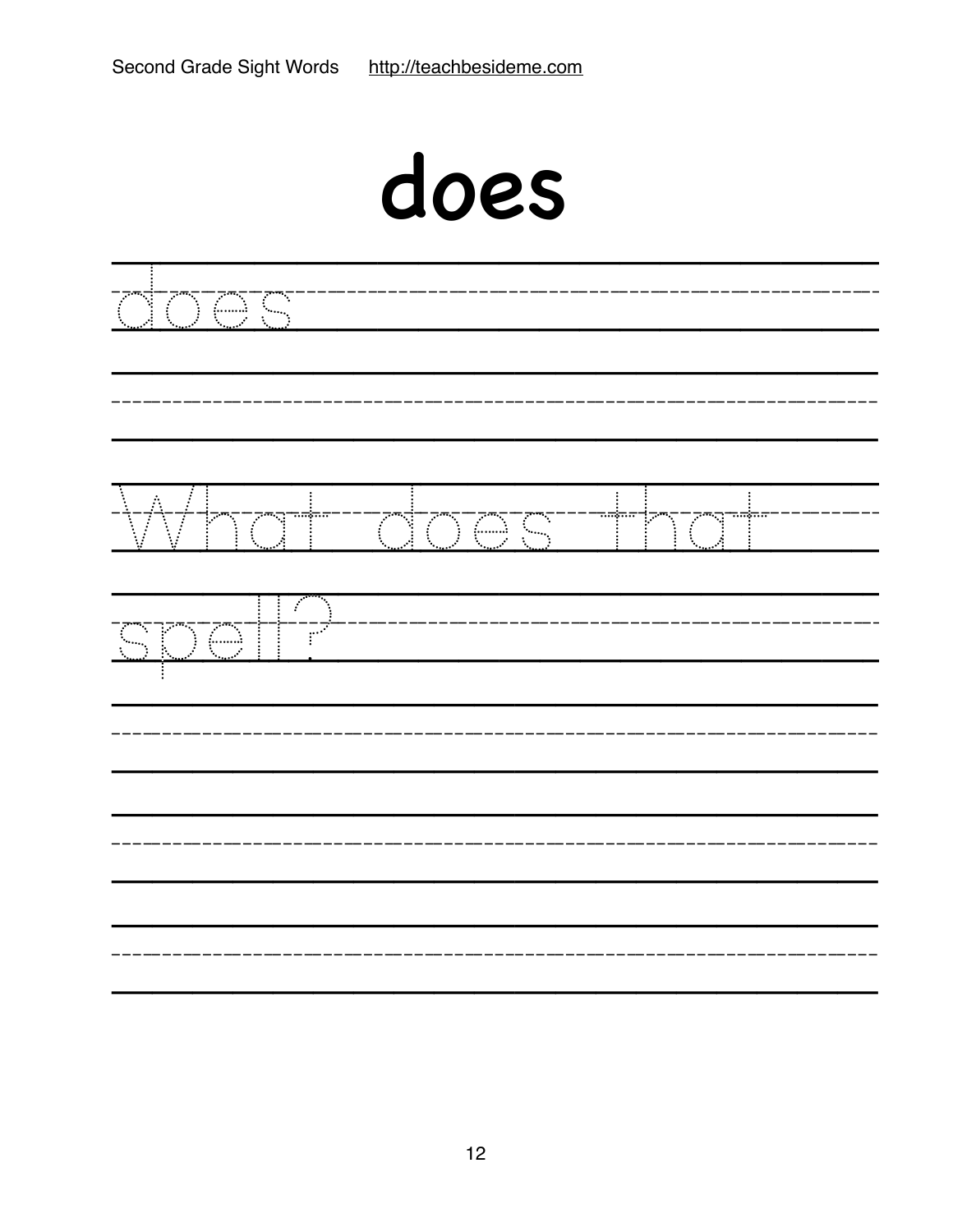# does

does

What does that spell?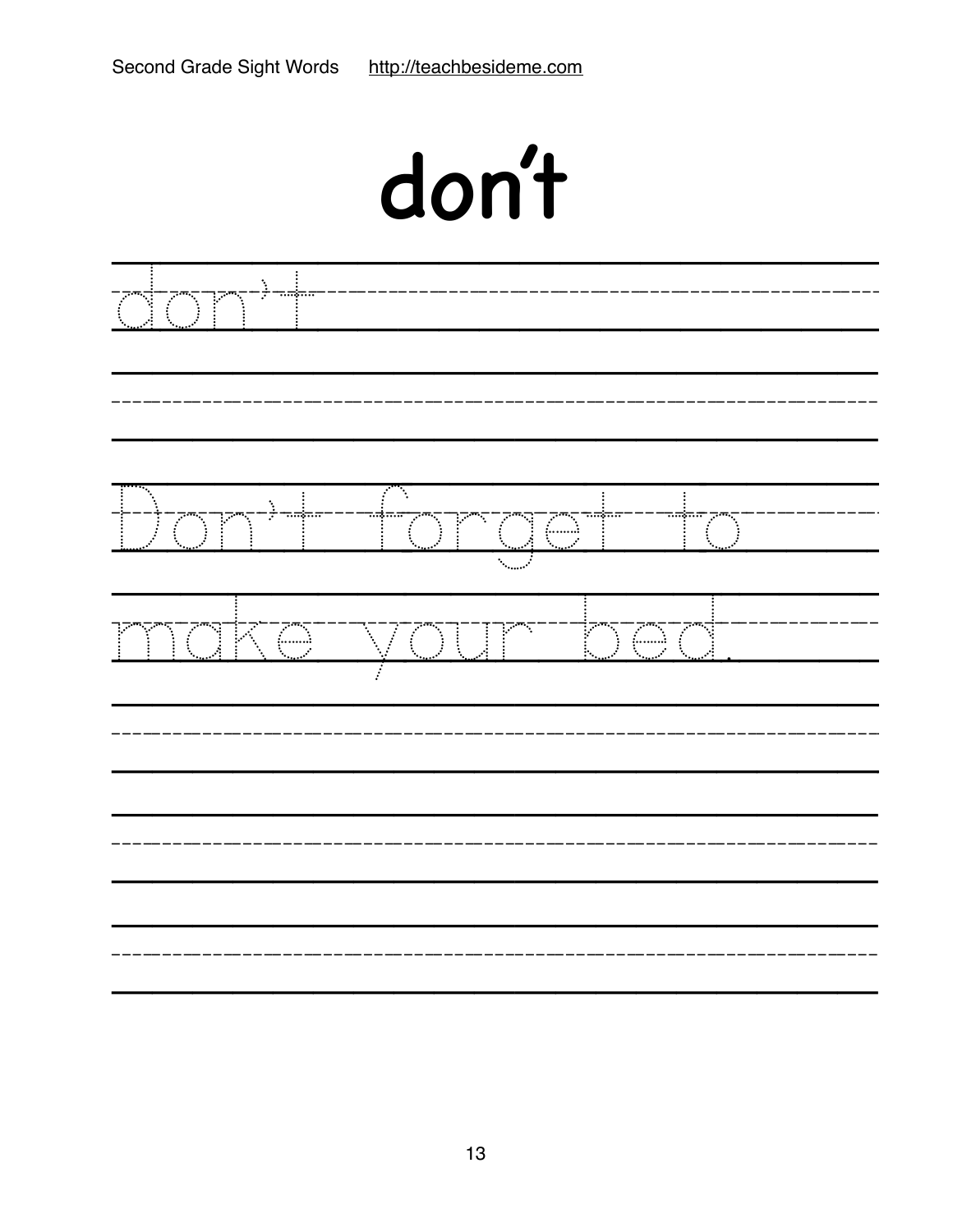# don't

don't

Don't forget to

make your bed.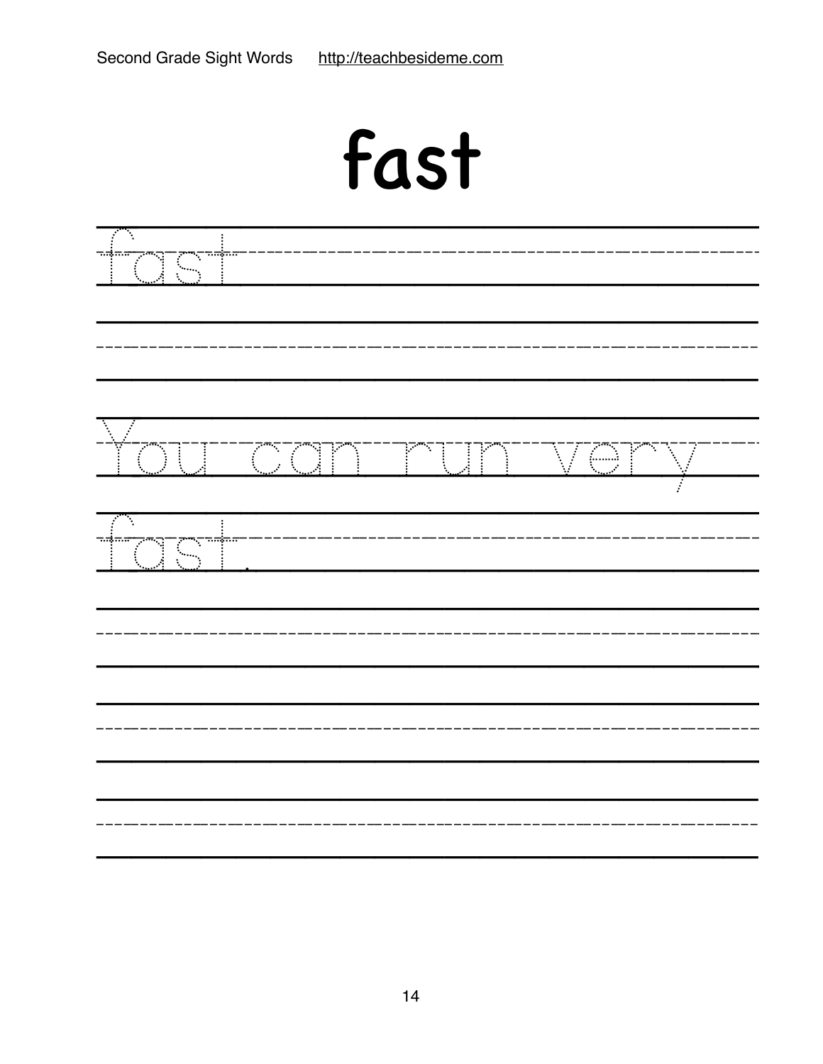# fast

fast

You can run very fast.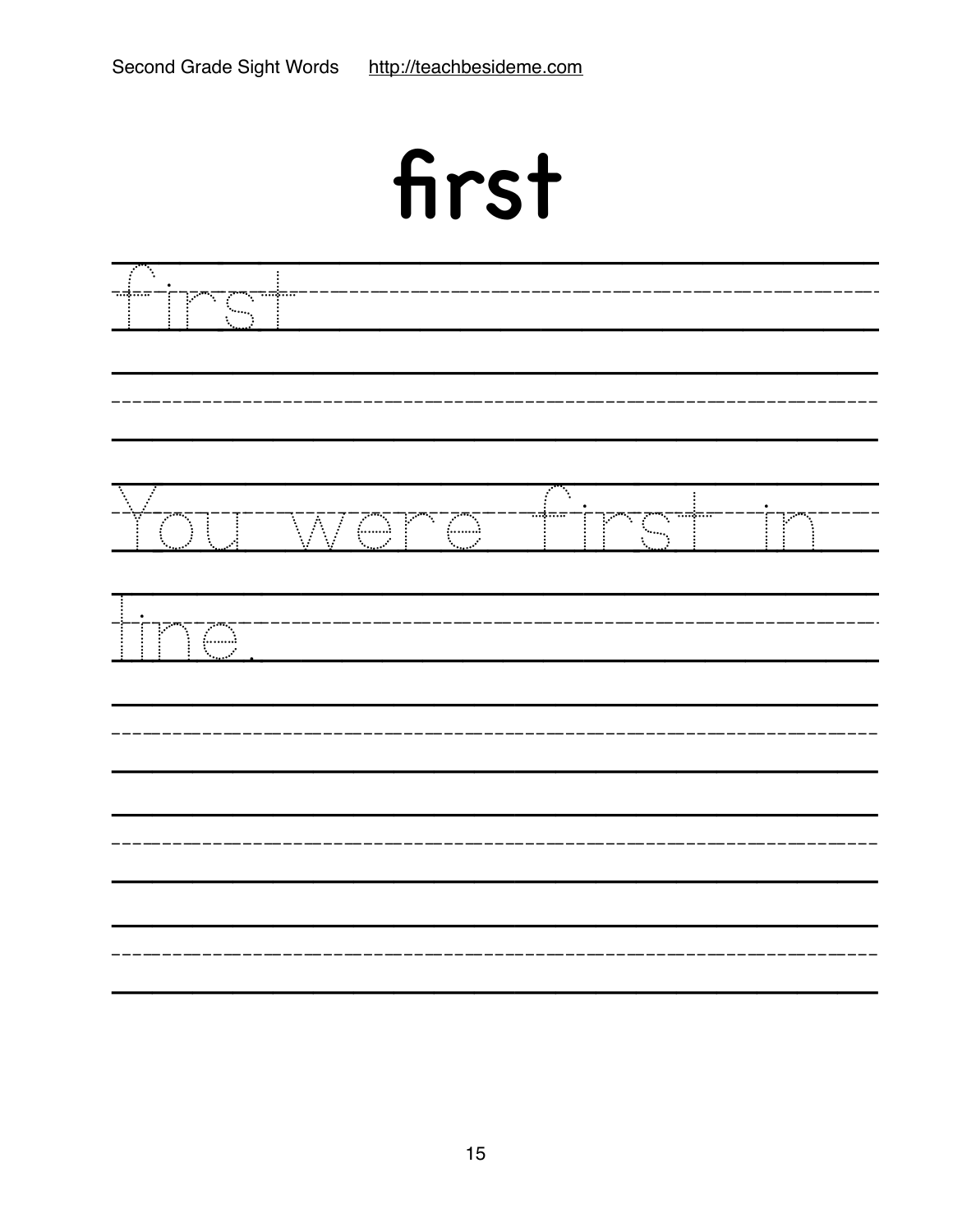# first

first

You were first in line.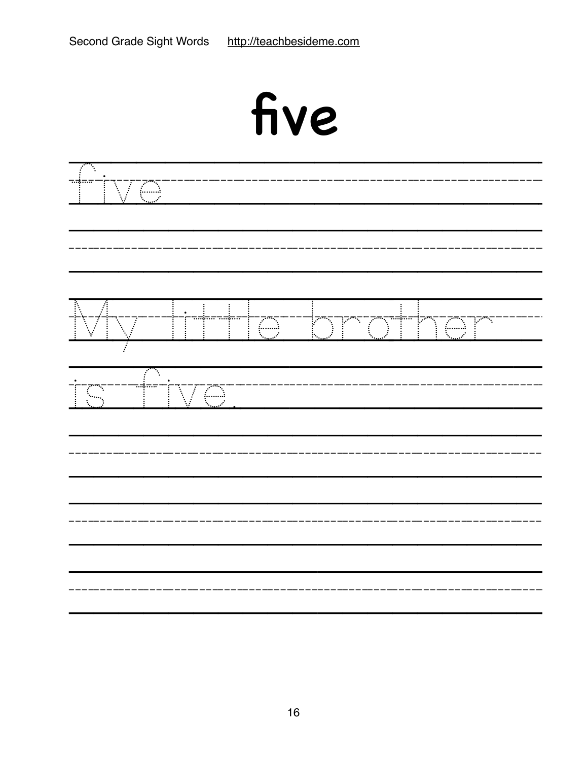# five

five

My little brother

is five.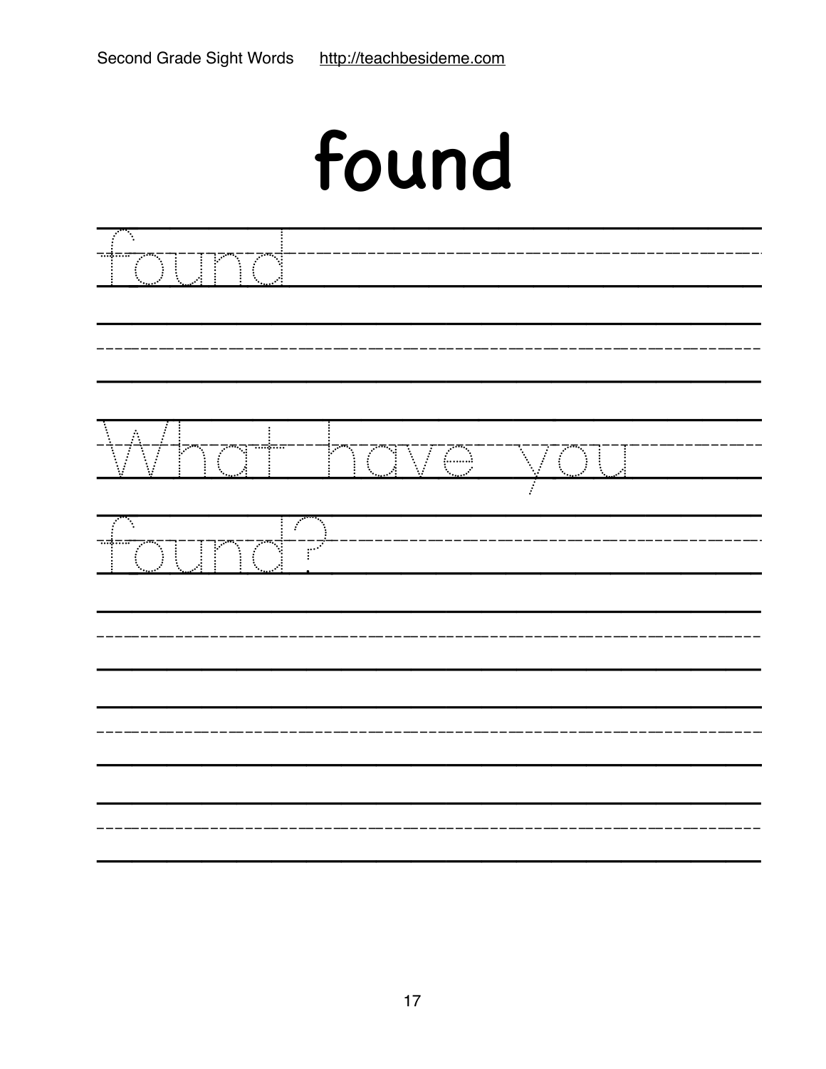# found

found

What have you

found?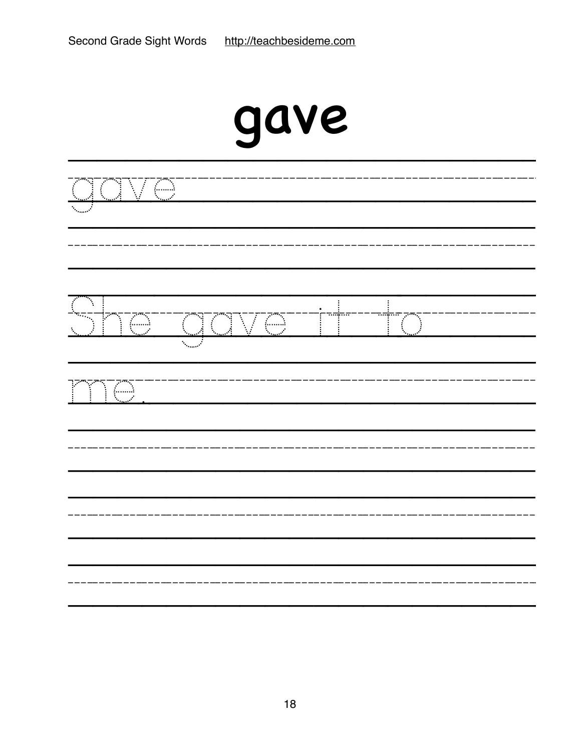# gave

gave

She gave it to

me.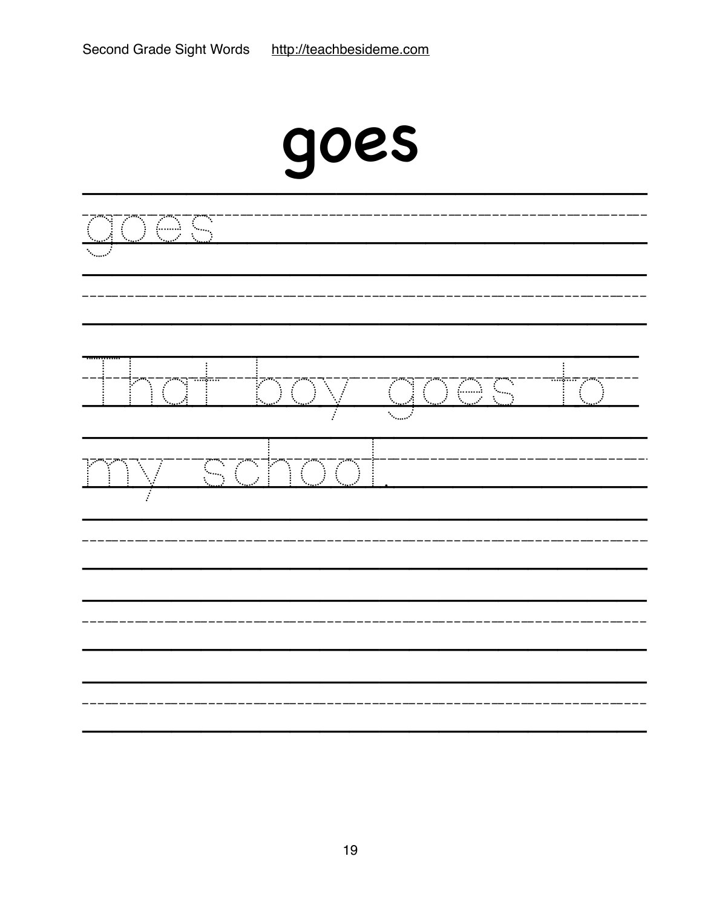# goes

goes

That boy goes to my school.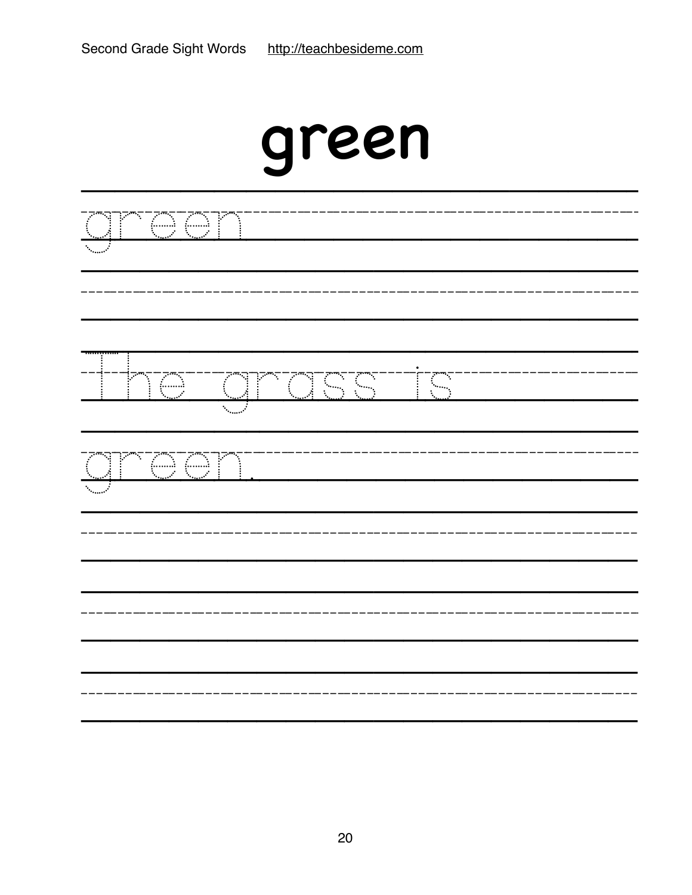# green

green

The grass is green.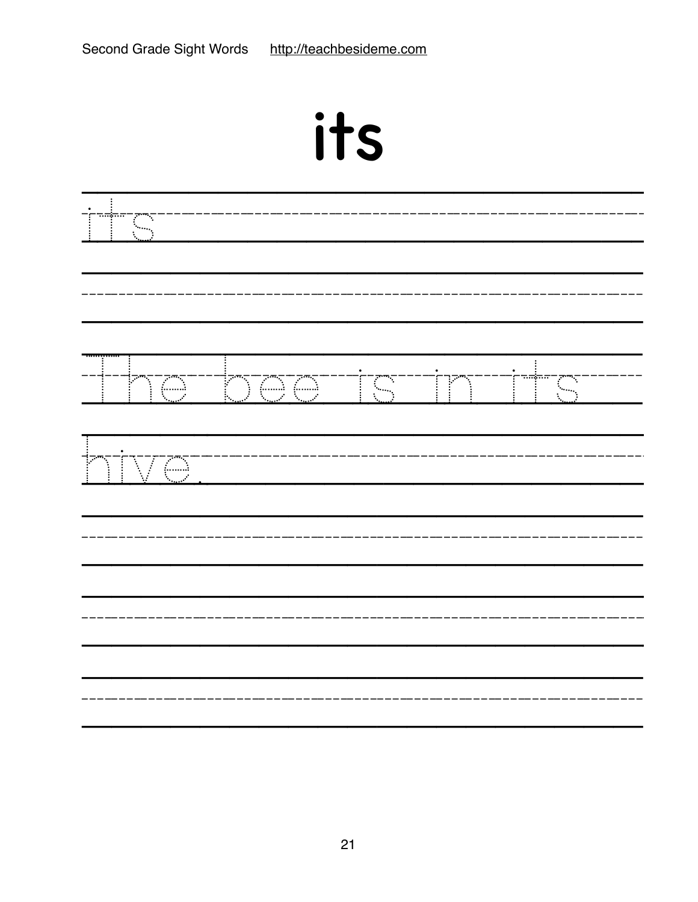# its

its

The bee is in its

hive.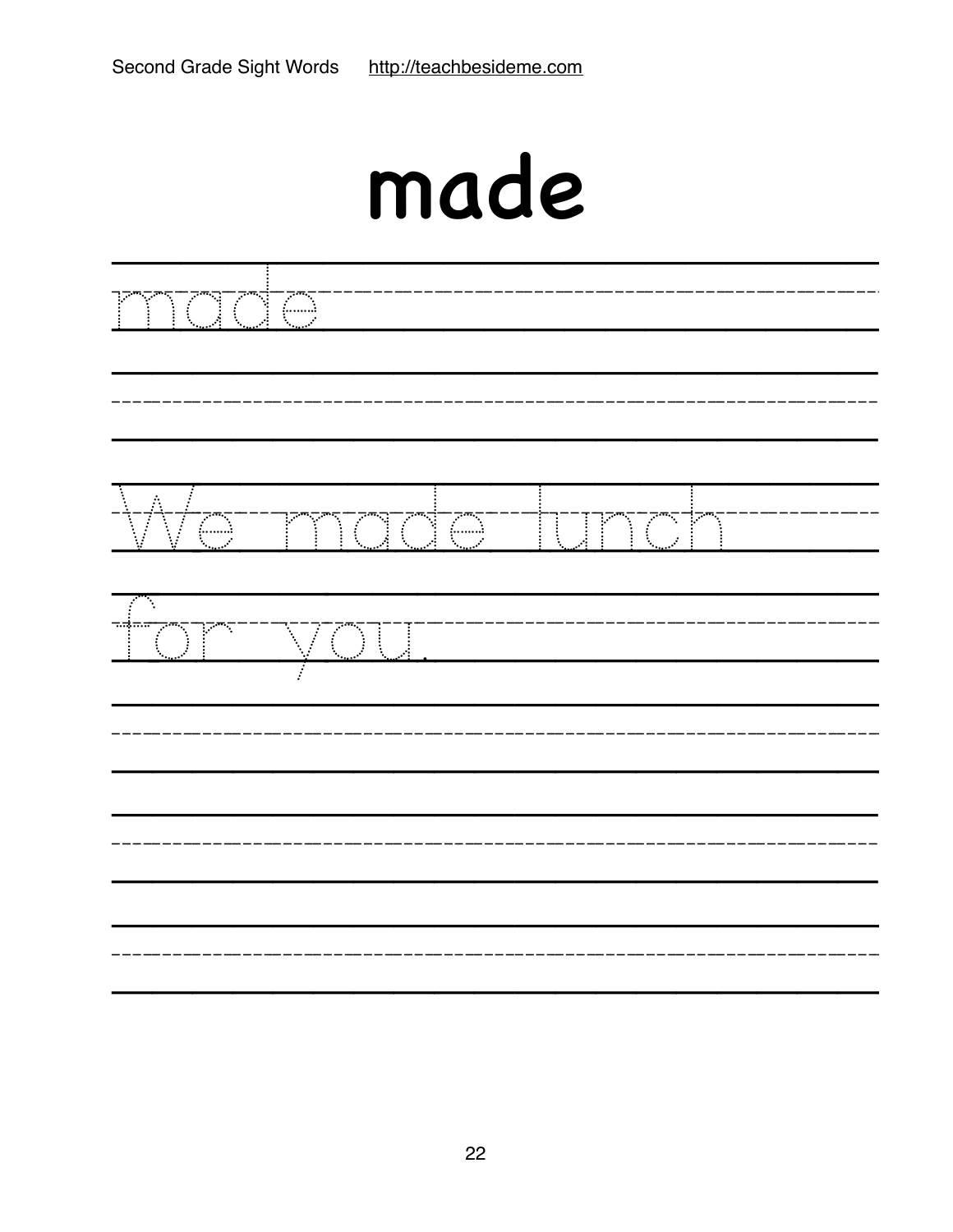# made

made

We made lunch

for you.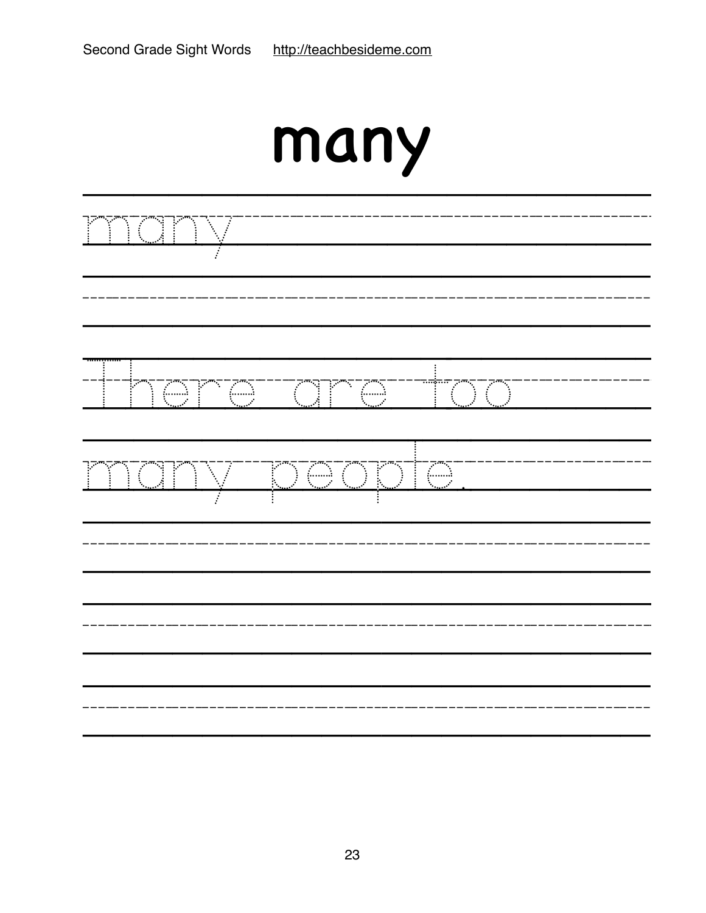# many

many

There are too

many people.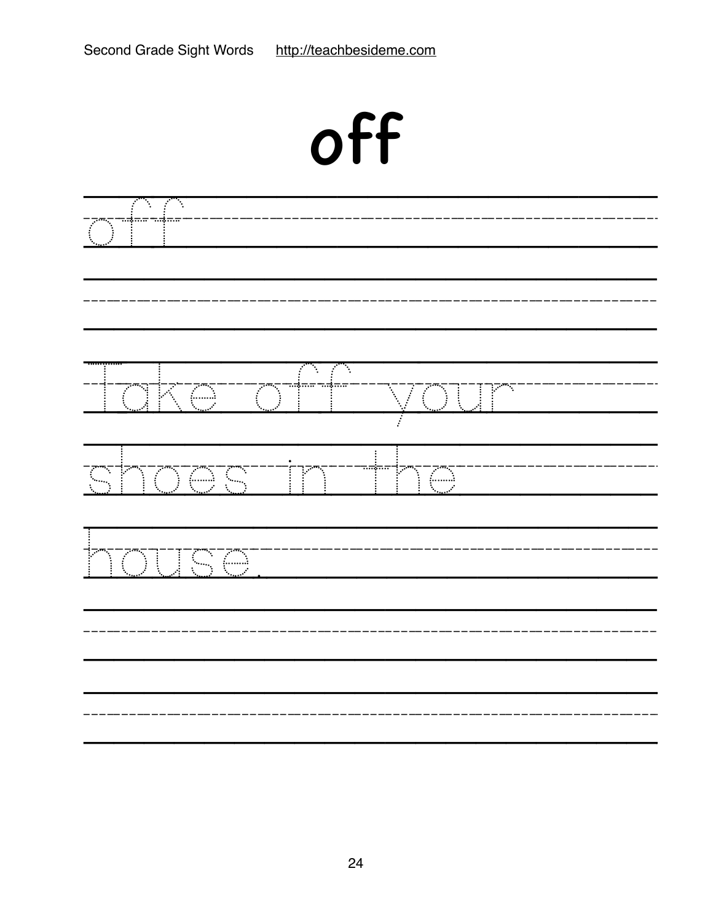# off

off

Take off your shoes in the house.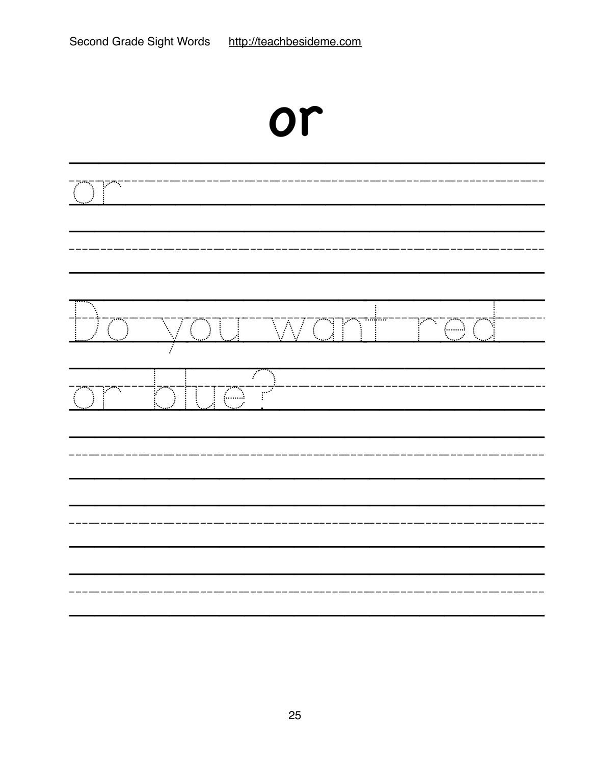# or

or

Do you want red

or blue?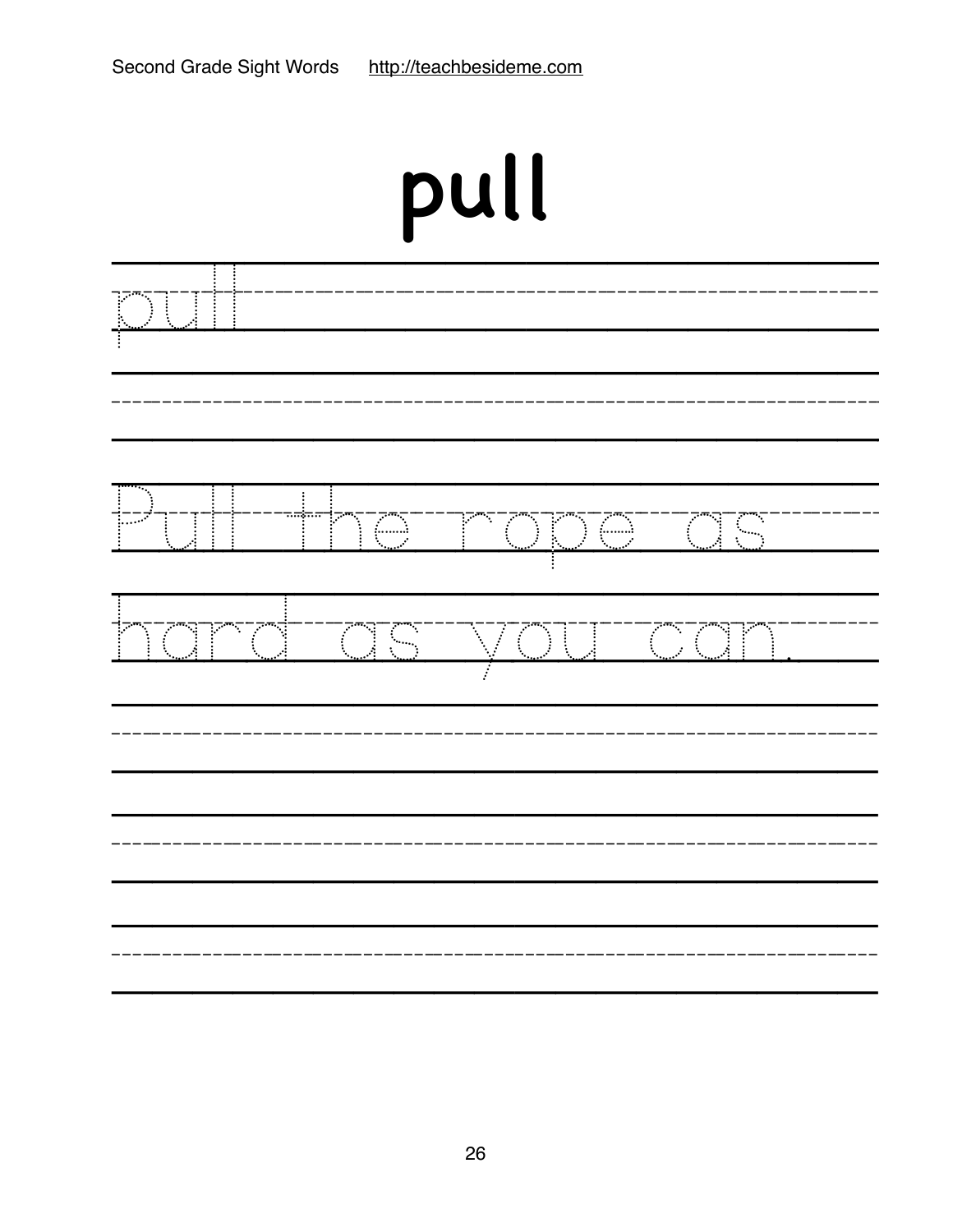# pull

pull

Pull the rope as

hard as you can.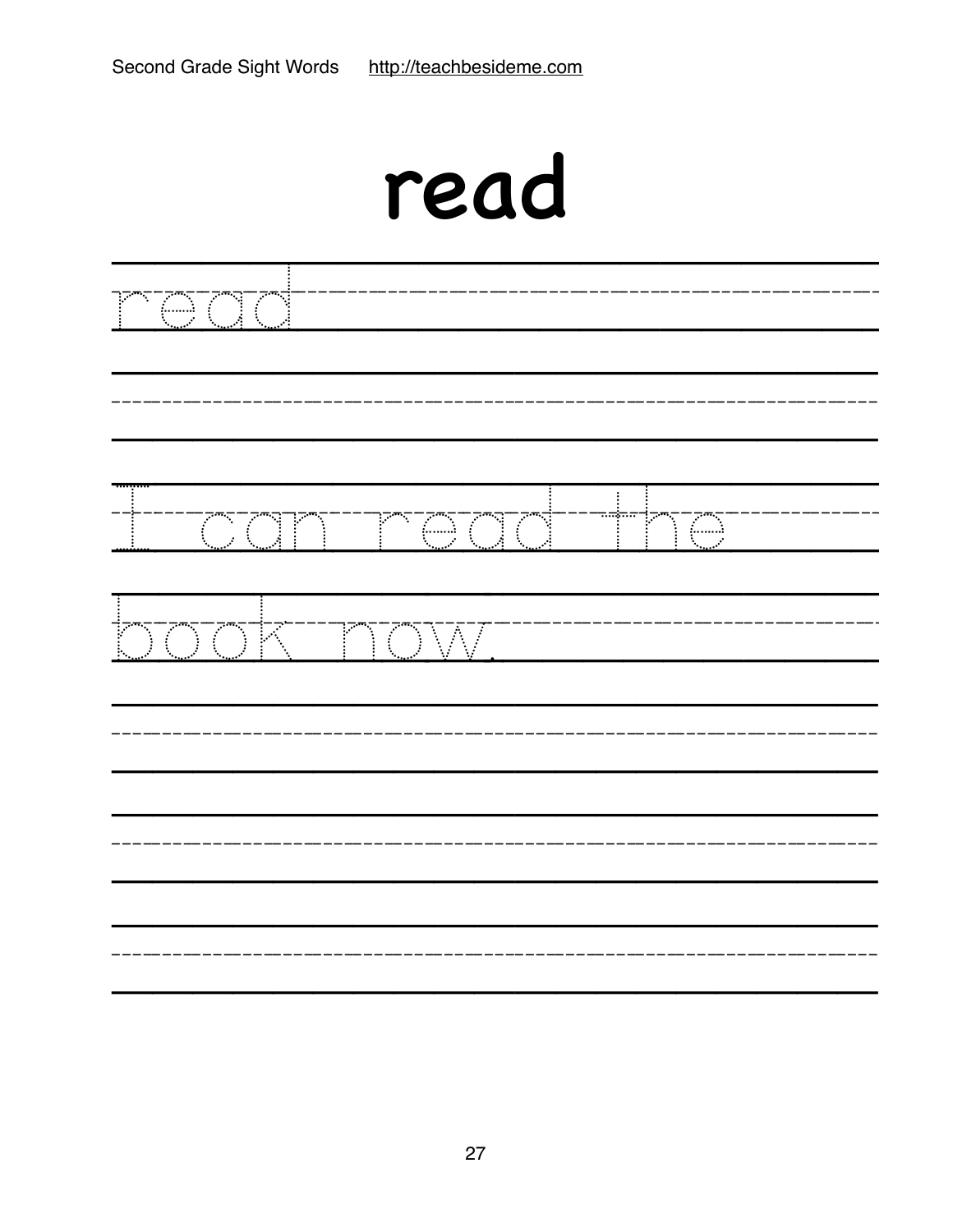# read

read

I can read the

book now.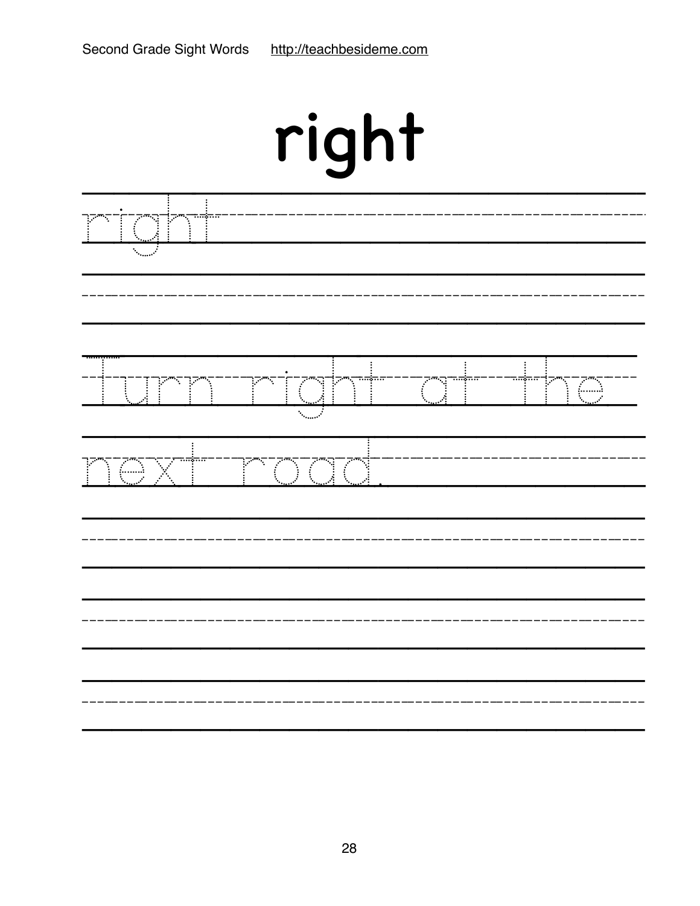# right

right

Turn right at the next road.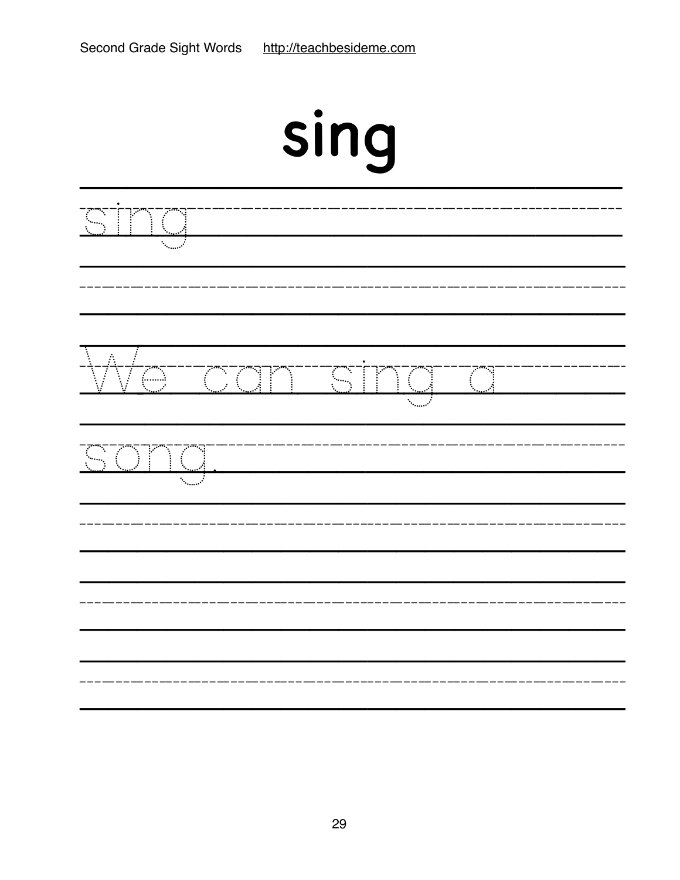# sing

sing

We can sing a

song.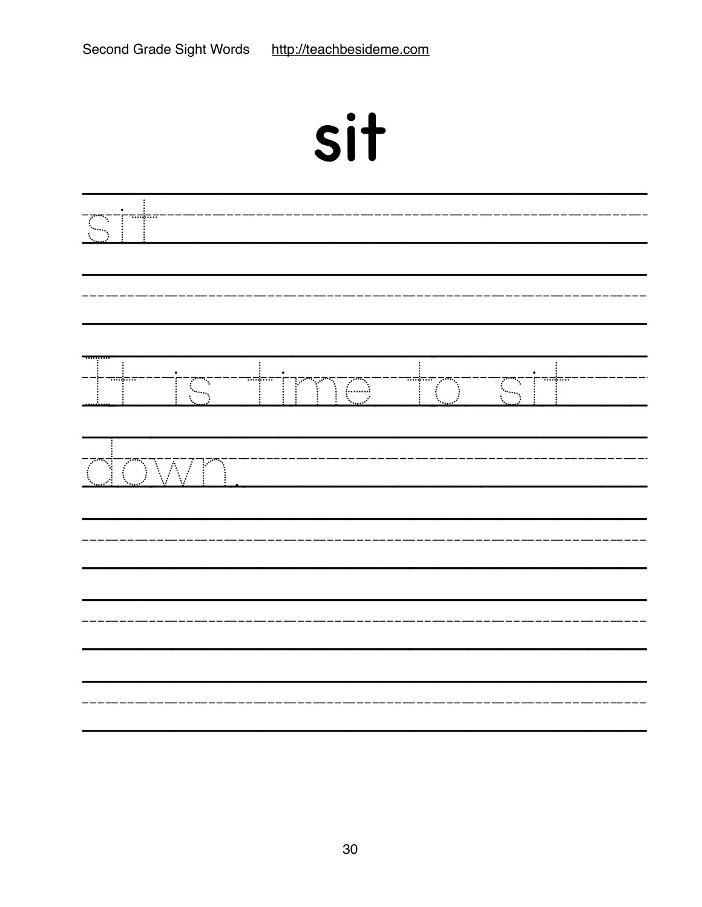# sit

sit

It is time to sit down.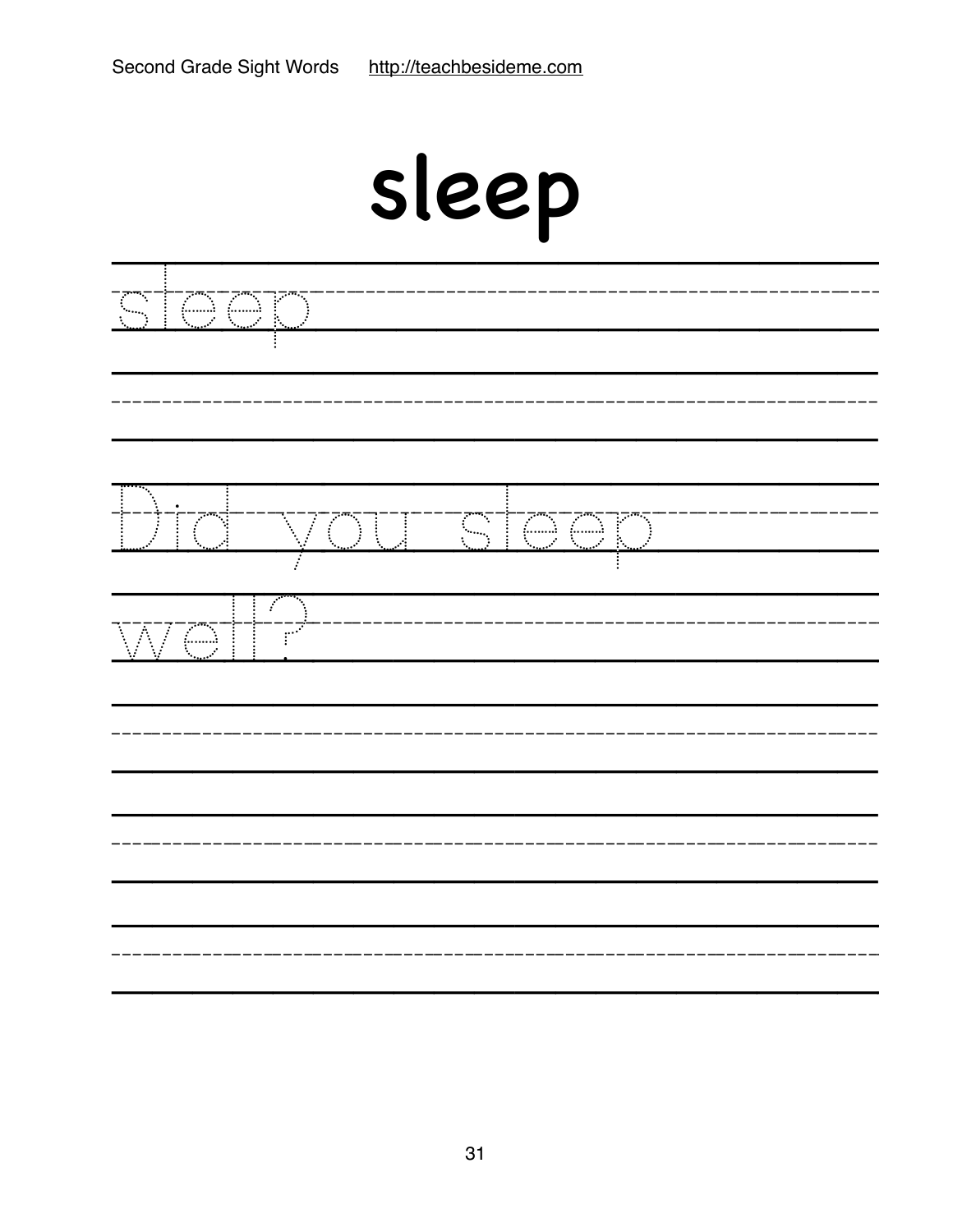# sleep

sleep

Did you sleep well?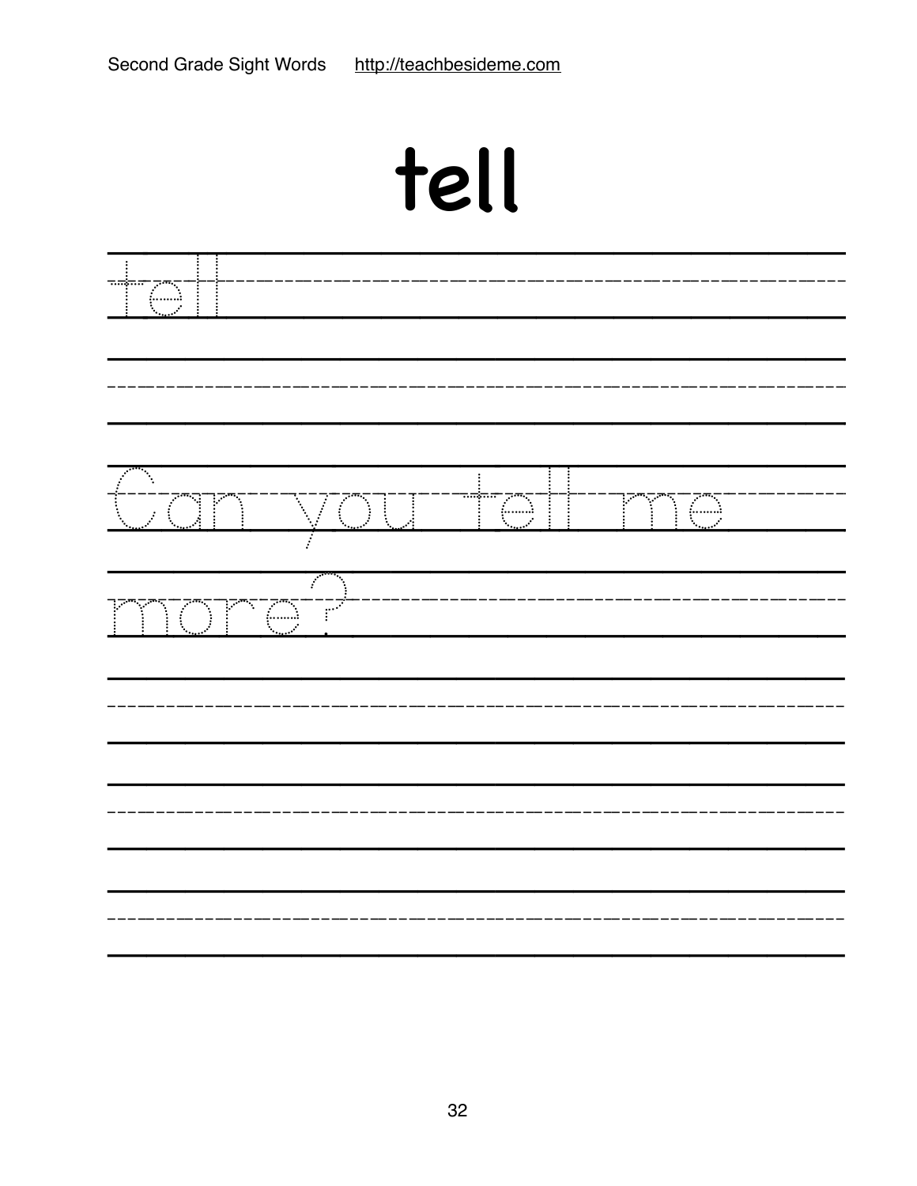# tell

tell

Can you tell me more?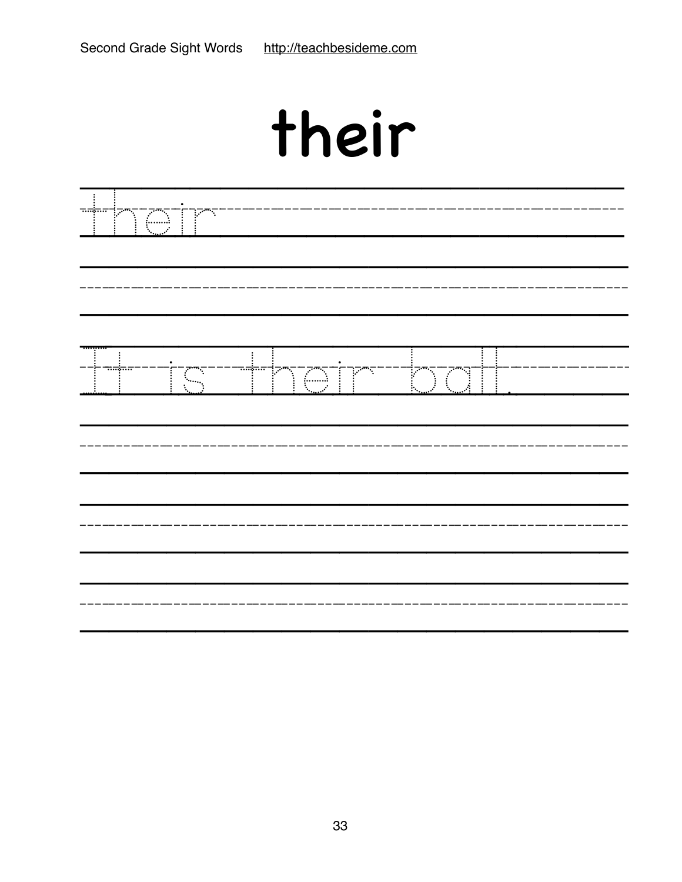# their

their

It is their ball.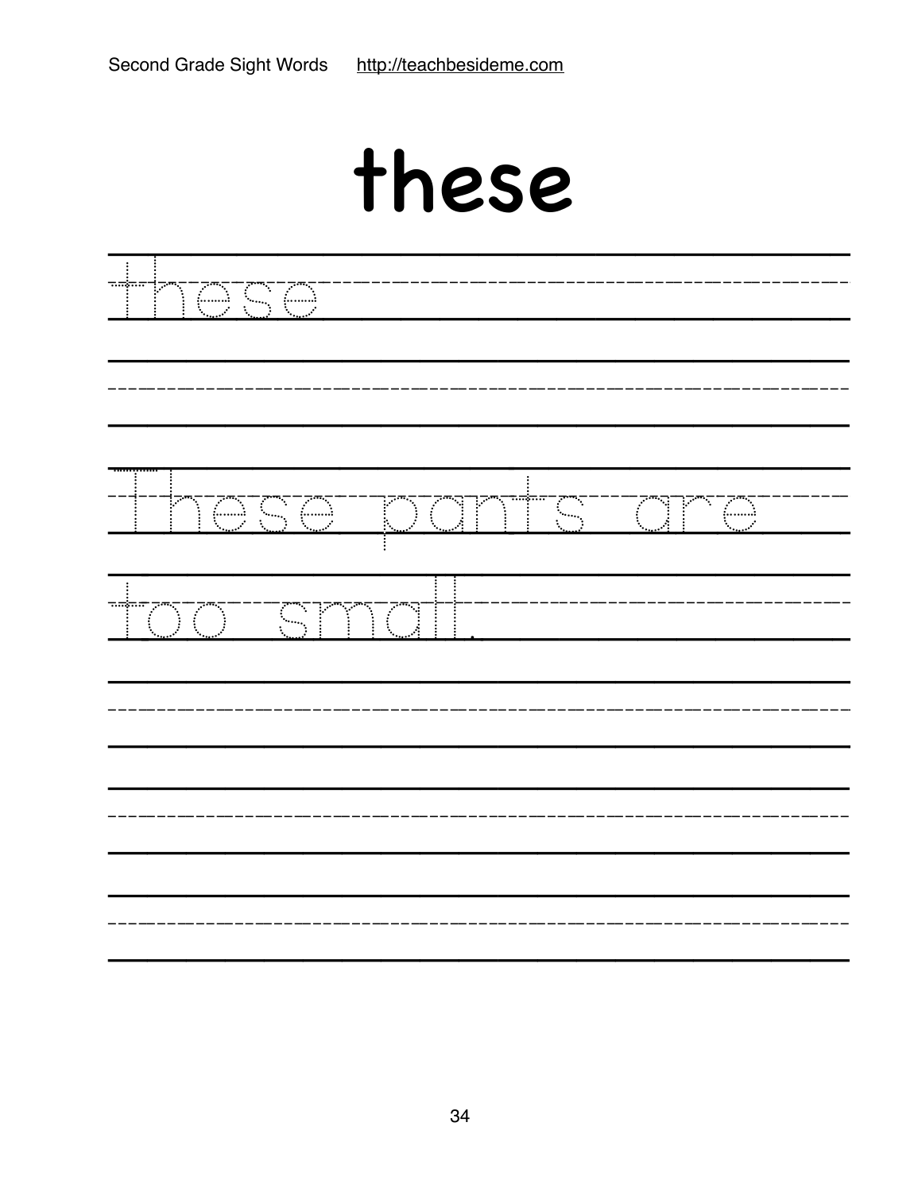# these

these

These pants are too small.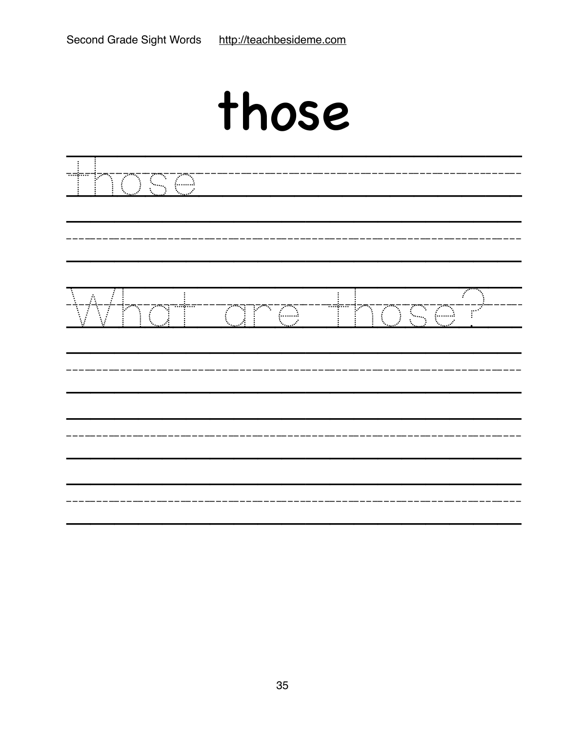# those

those

What are those?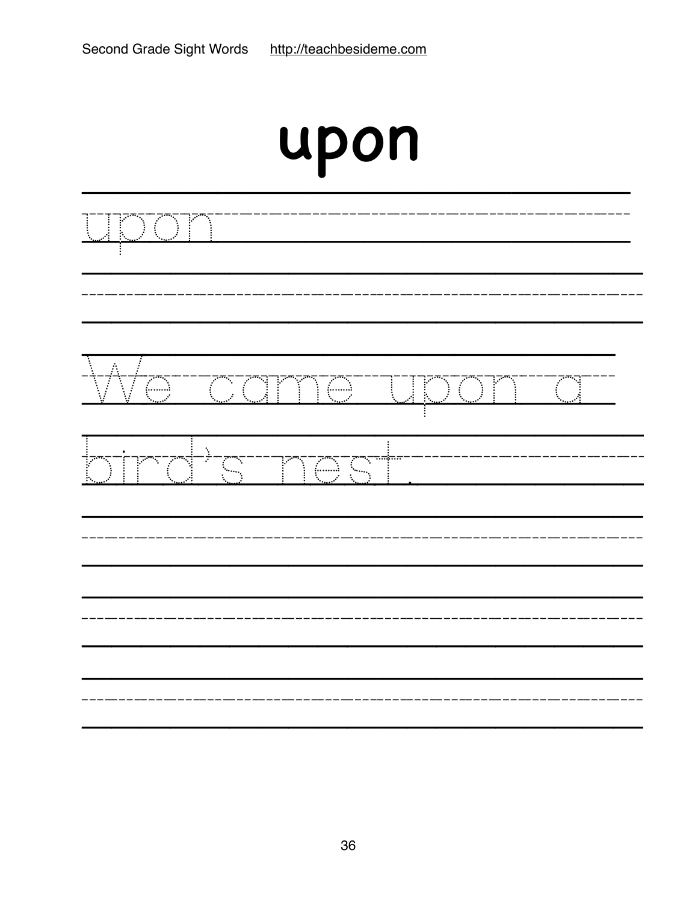# upon

upon

We came upon a bird's nest.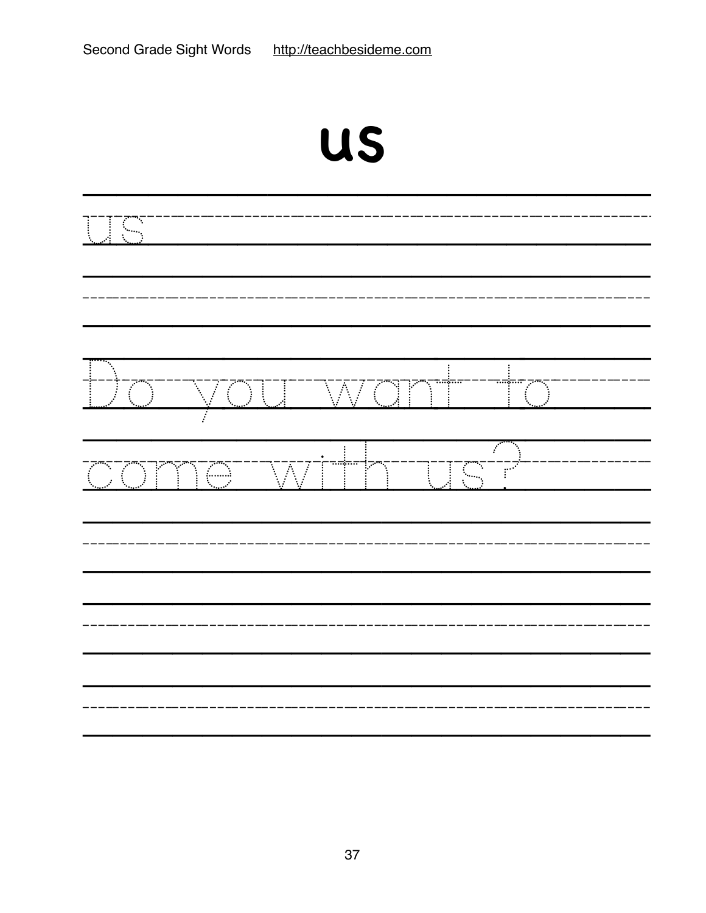# us

us

Do you want to

come with us?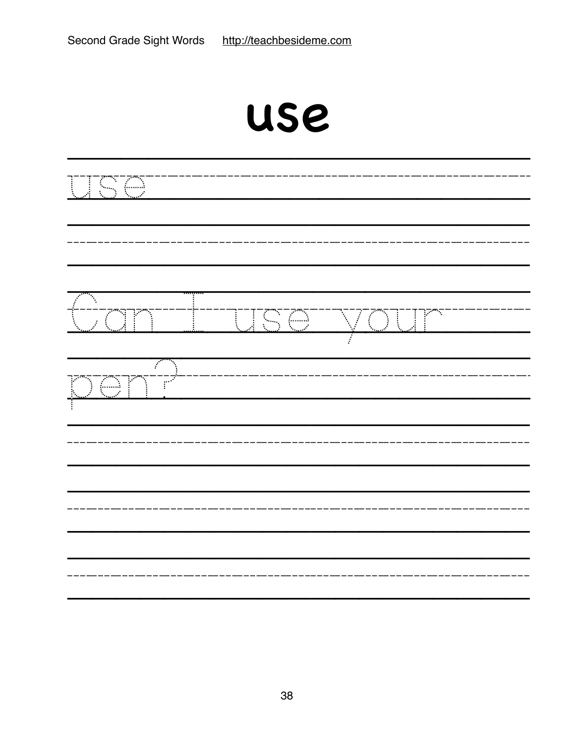# use

use

Can I use your

pen?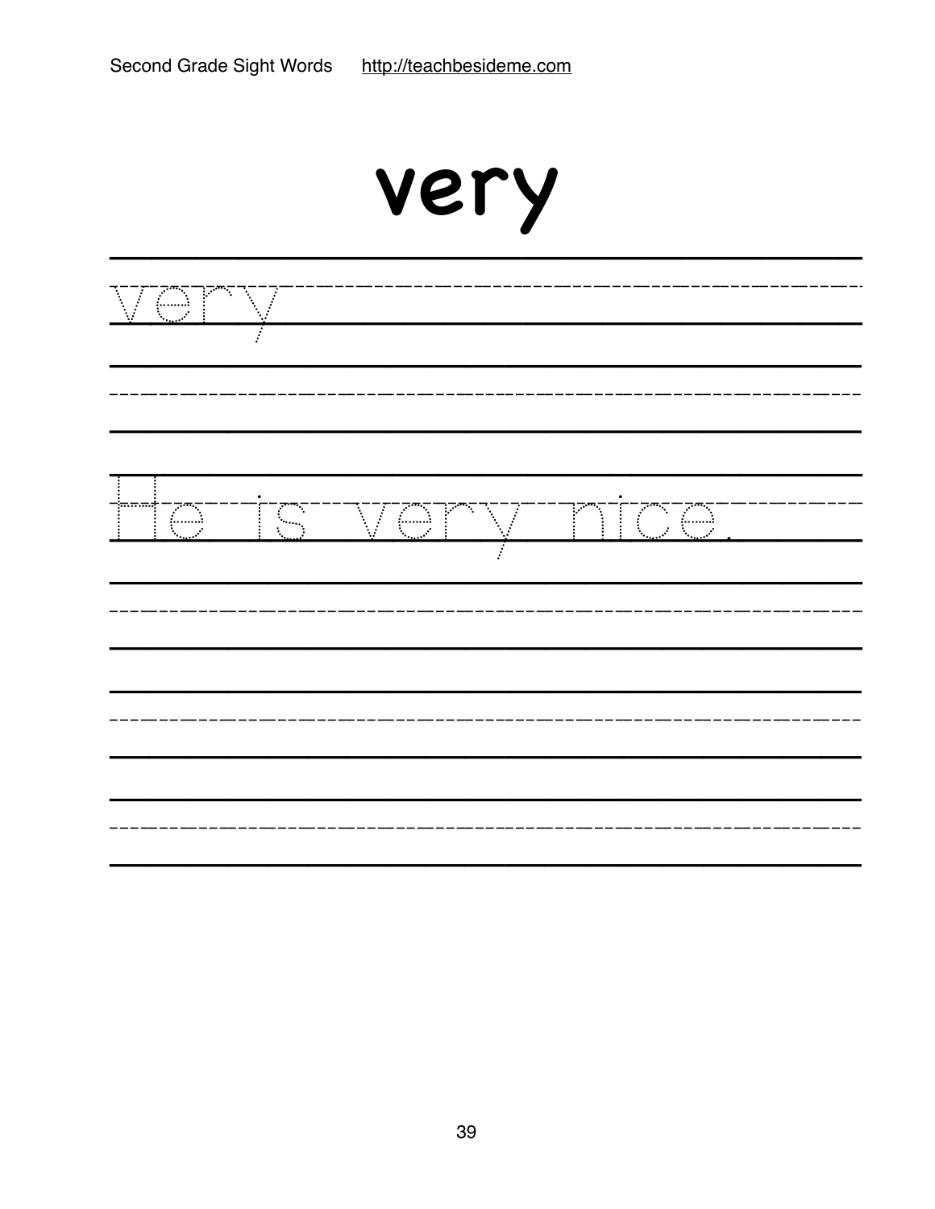# very

very

He is very nice.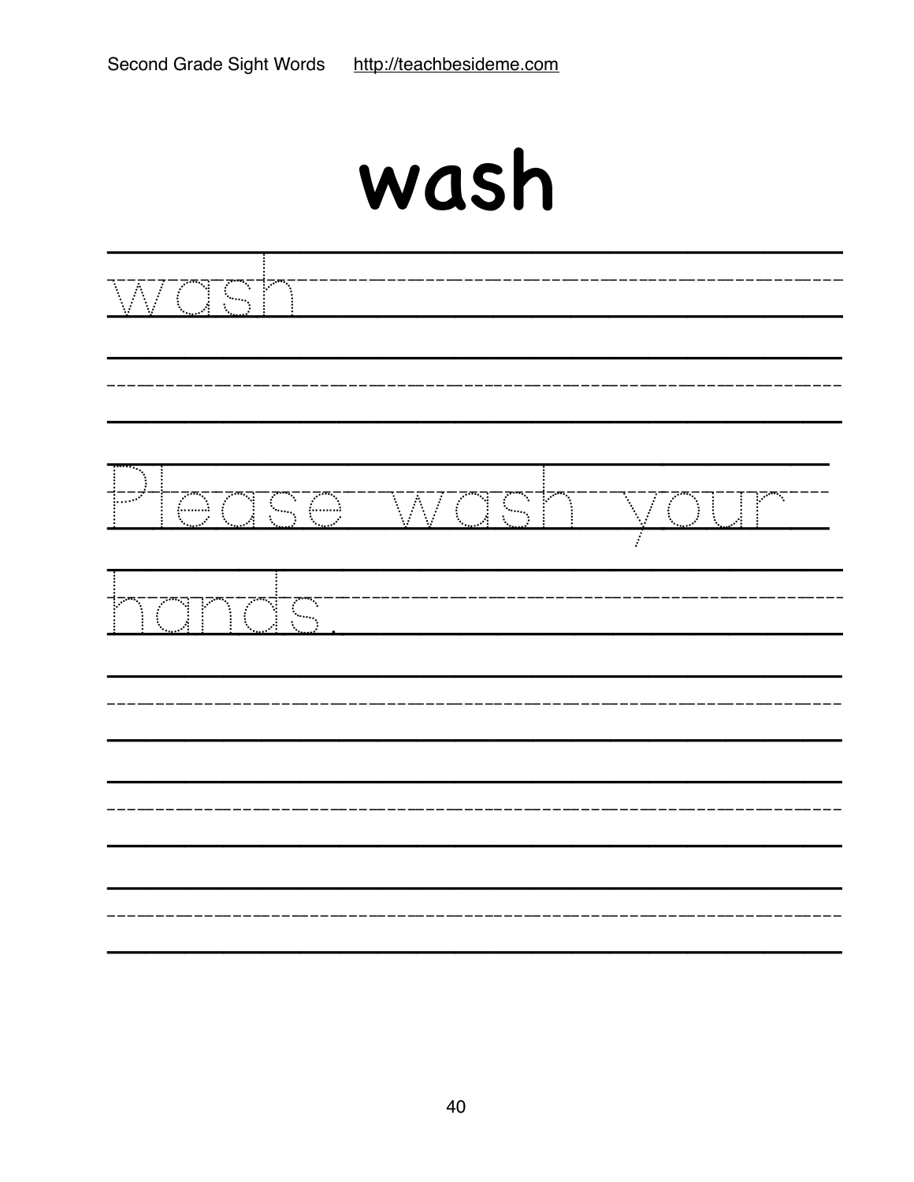# wash

wash

Please wash your hands.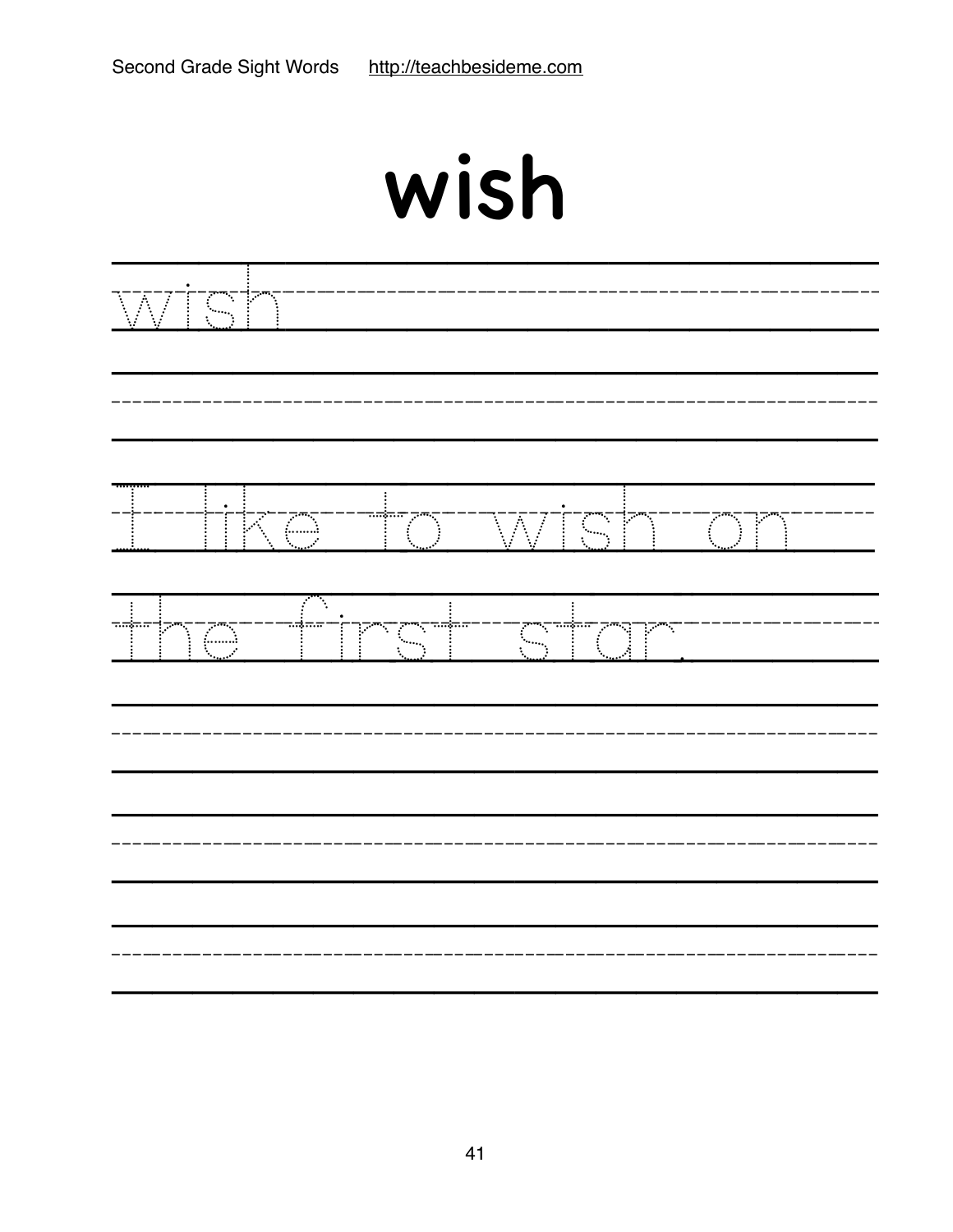# wish

wish

I like to wish on
the first star.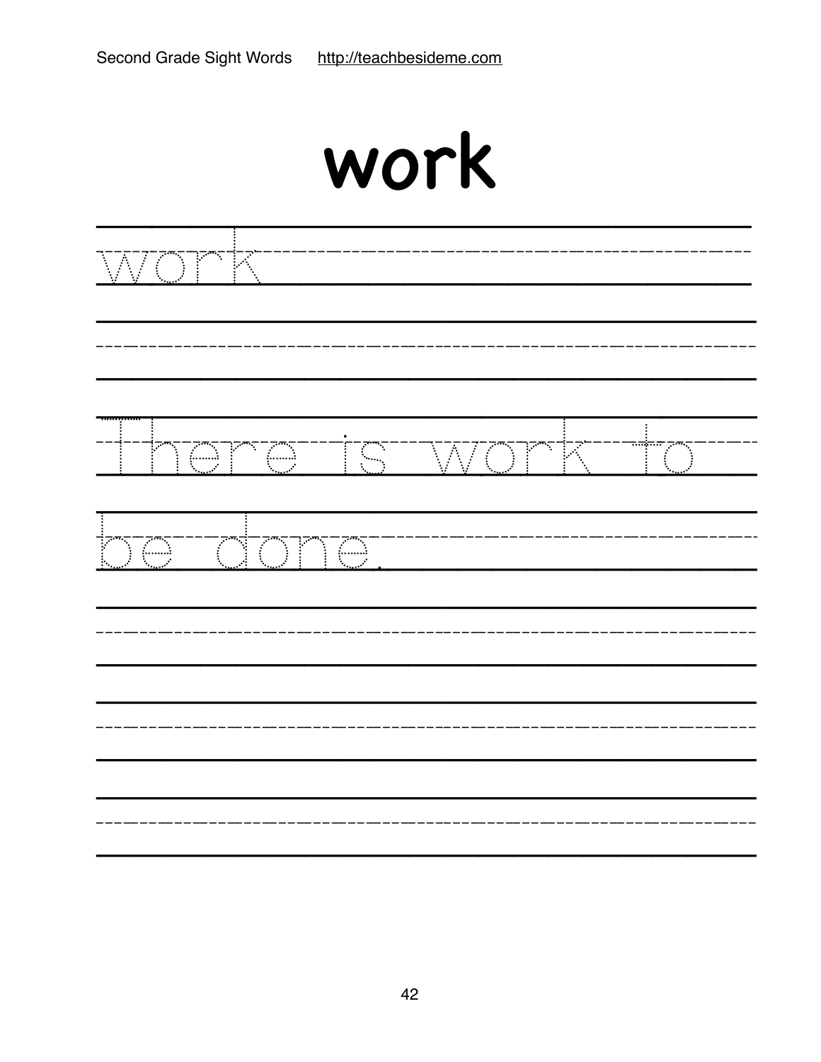# work

work

There is work to be done.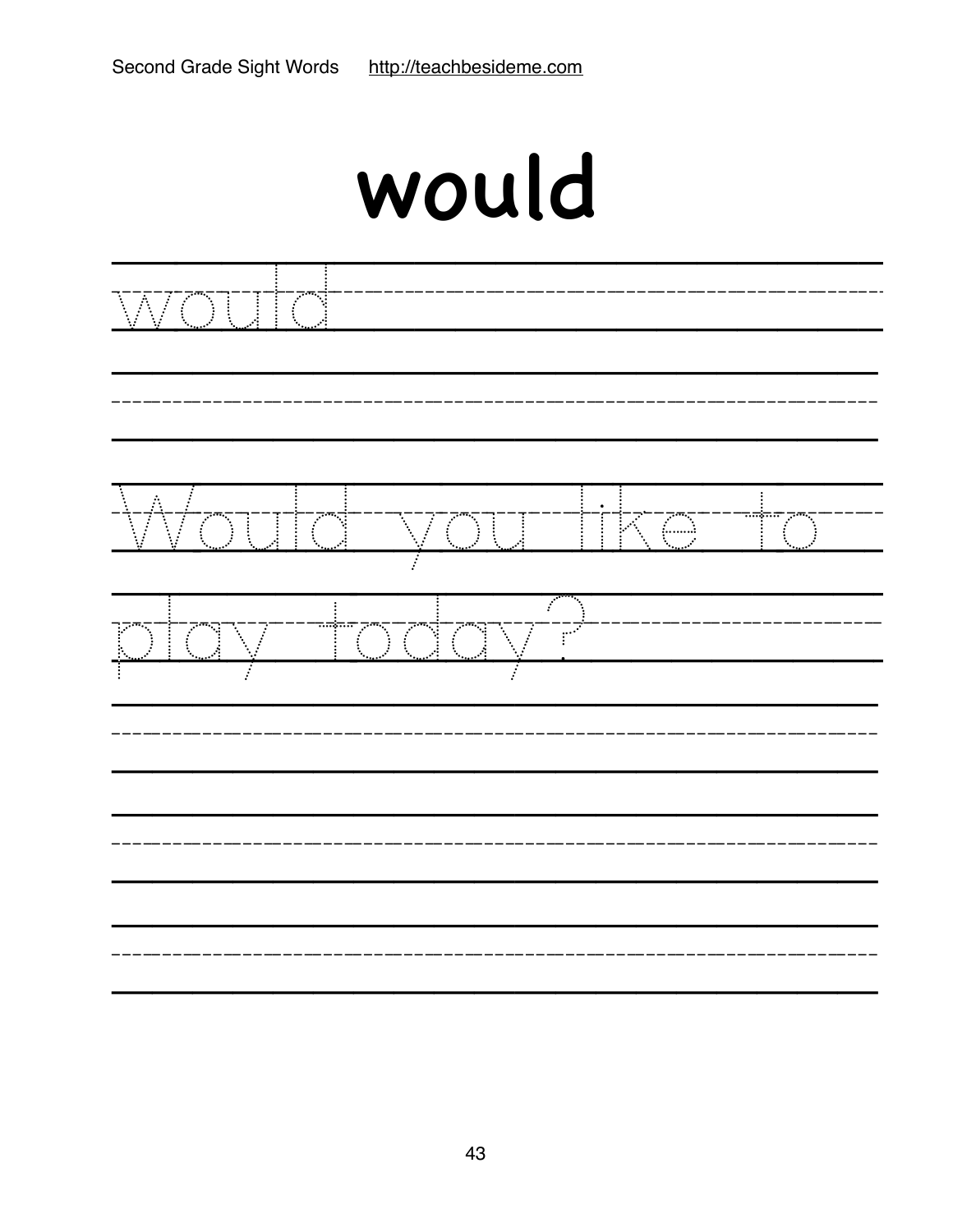# would

would

Would you like to

play today?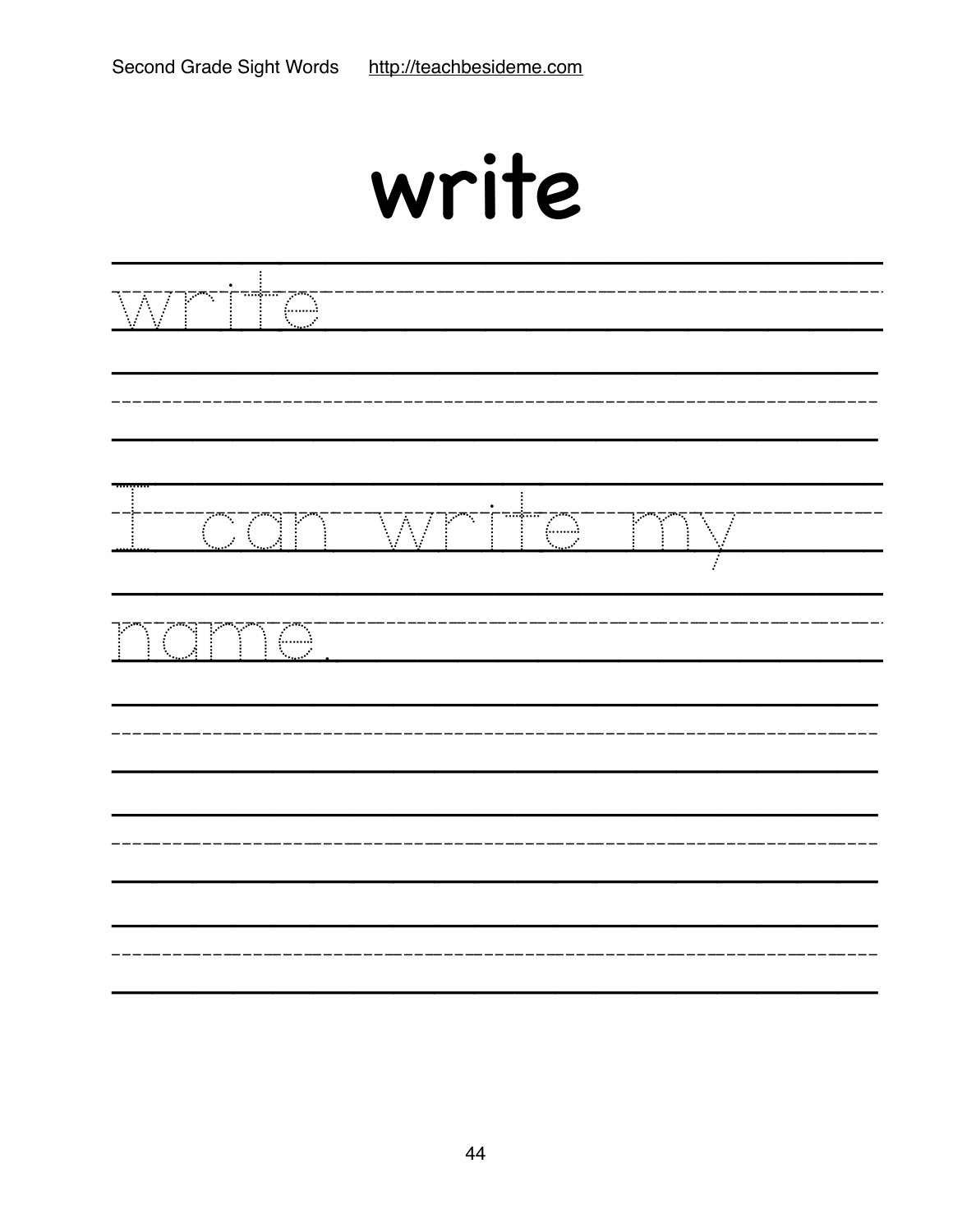# write

write

I can write my

name.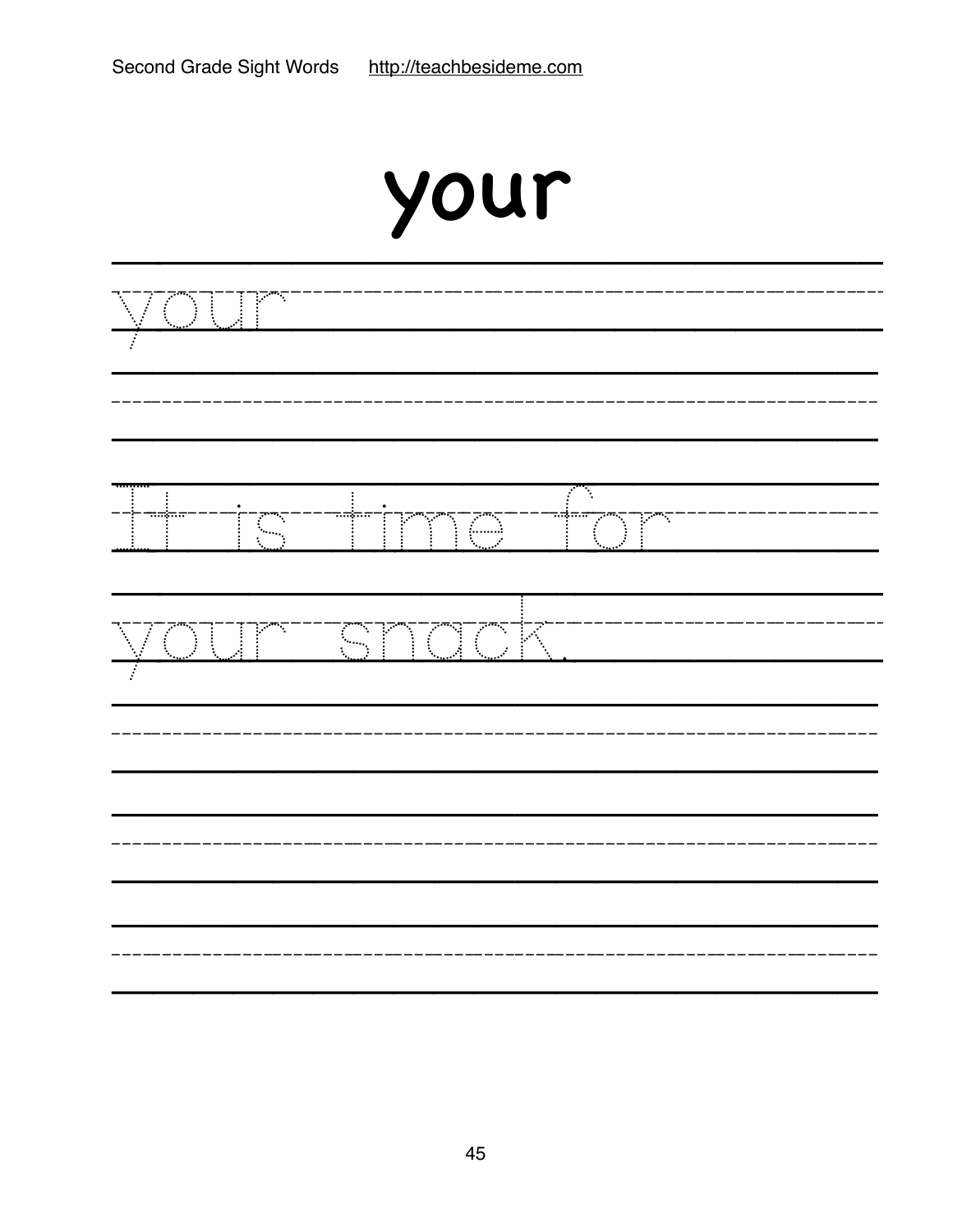# your

your

It is time for

your snack.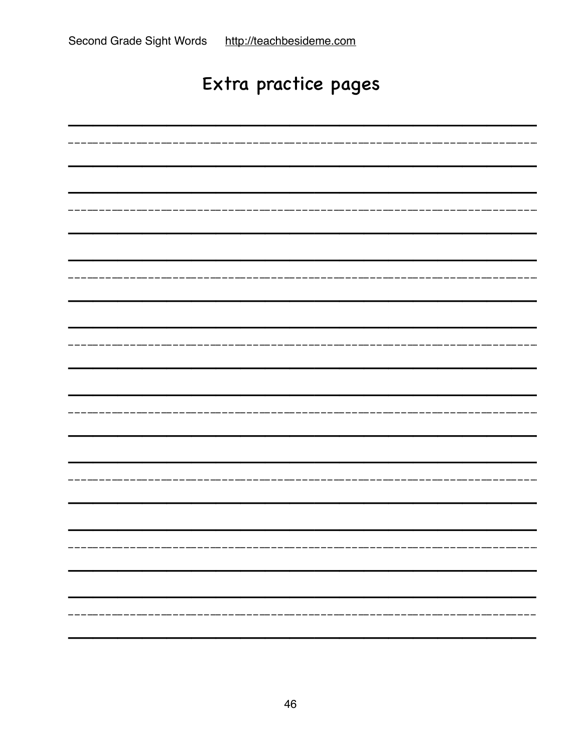# Extra practice pages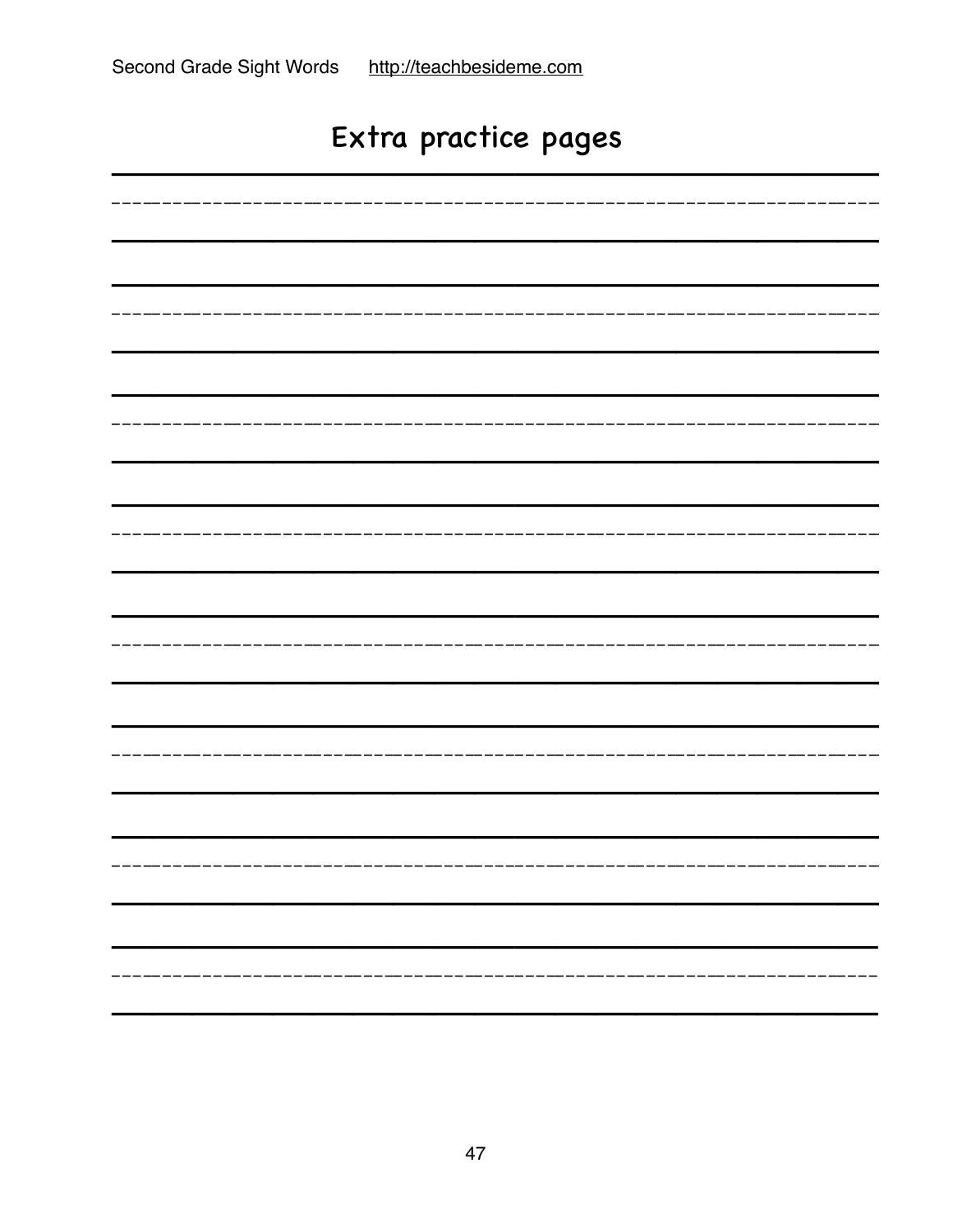# Extra practice pages